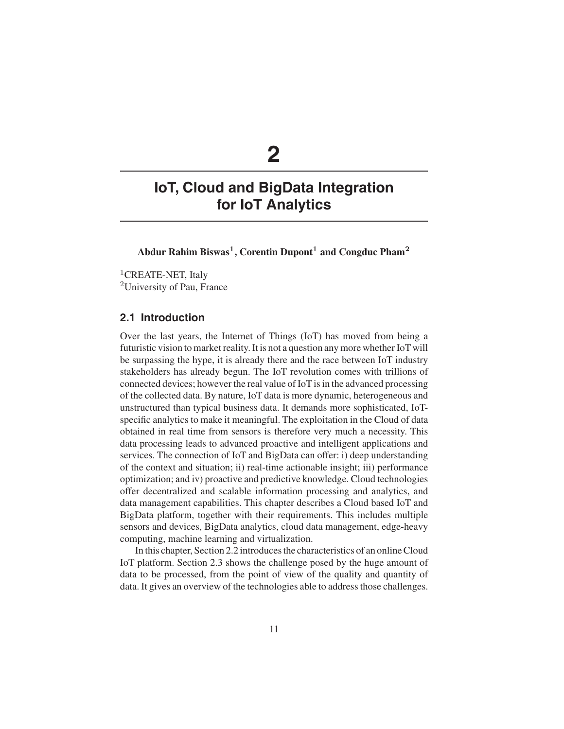# 2

# IoT, Cloud and BigData Integration for IoT Analytics

**Abdur Rahim Biswas[1], Corentin Dupont[1] and Congduc Pham[2]**

[1]CREATE-NET, Italy
[2]University of Pau, France

## 2.1 Introduction

Over the last years, the Internet of Things (IoT) has moved from being a futuristic vision to market reality. It is not a question any more whether IoT will be surpassing the hype, it is already there and the race between IoT industry stakeholders has already begun. The IoT revolution comes with trillions of connected devices; however the real value of IoT is in the advanced processing of the collected data. By nature, IoT data is more dynamic, heterogeneous and unstructured than typical business data. It demands more sophisticated, IoT-specific analytics to make it meaningful. The exploitation in the Cloud of data obtained in real time from sensors is therefore very much a necessity. This data processing leads to advanced proactive and intelligent applications and services. The connection of IoT and BigData can offer: i) deep understanding of the context and situation; ii) real-time actionable insight; iii) performance optimization; and iv) proactive and predictive knowledge. Cloud technologies offer decentralized and scalable information processing and analytics, and data management capabilities. This chapter describes a Cloud based IoT and BigData platform, together with their requirements. This includes multiple sensors and devices, BigData analytics, cloud data management, edge-heavy computing, machine learning and virtualization.

In this chapter, Section 2.2 introduces the characteristics of an online Cloud IoT platform. Section 2.3 shows the challenge posed by the huge amount of data to be processed, from the point of view of the quality and quantity of data. It gives an overview of the technologies able to address those challenges.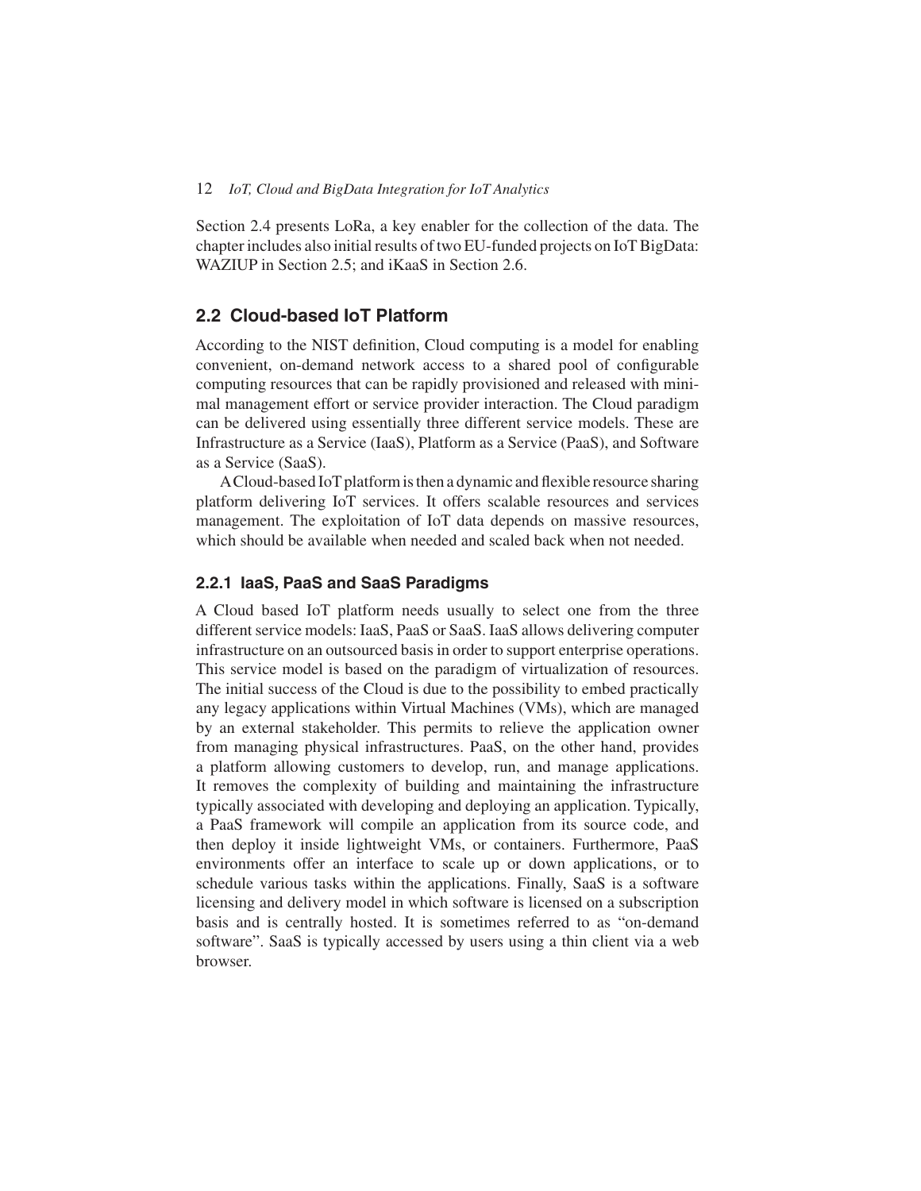Section 2.4 presents LoRa, a key enabler for the collection of the data. The chapter includes also initial results of two EU-funded projects on IoT BigData: WAZIUP in Section 2.5; and iKaaS in Section 2.6.

## 2.2 Cloud-based IoT Platform

According to the NIST definition, Cloud computing is a model for enabling convenient, on-demand network access to a shared pool of configurable computing resources that can be rapidly provisioned and released with minimal management effort or service provider interaction. The Cloud paradigm can be delivered using essentially three different service models. These are Infrastructure as a Service (IaaS), Platform as a Service (PaaS), and Software as a Service (SaaS).

A Cloud-based IoT platform is then a dynamic and flexible resource sharing platform delivering IoT services. It offers scalable resources and services management. The exploitation of IoT data depends on massive resources, which should be available when needed and scaled back when not needed.

### 2.2.1 IaaS, PaaS and SaaS Paradigms

A Cloud based IoT platform needs usually to select one from the three different service models: IaaS, PaaS or SaaS. IaaS allows delivering computer infrastructure on an outsourced basis in order to support enterprise operations. This service model is based on the paradigm of virtualization of resources. The initial success of the Cloud is due to the possibility to embed practically any legacy applications within Virtual Machines (VMs), which are managed by an external stakeholder. This permits to relieve the application owner from managing physical infrastructures. PaaS, on the other hand, provides a platform allowing customers to develop, run, and manage applications. It removes the complexity of building and maintaining the infrastructure typically associated with developing and deploying an application. Typically, a PaaS framework will compile an application from its source code, and then deploy it inside lightweight VMs, or containers. Furthermore, PaaS environments offer an interface to scale up or down applications, or to schedule various tasks within the applications. Finally, SaaS is a software licensing and delivery model in which software is licensed on a subscription basis and is centrally hosted. It is sometimes referred to as "on-demand software". SaaS is typically accessed by users using a thin client via a web browser.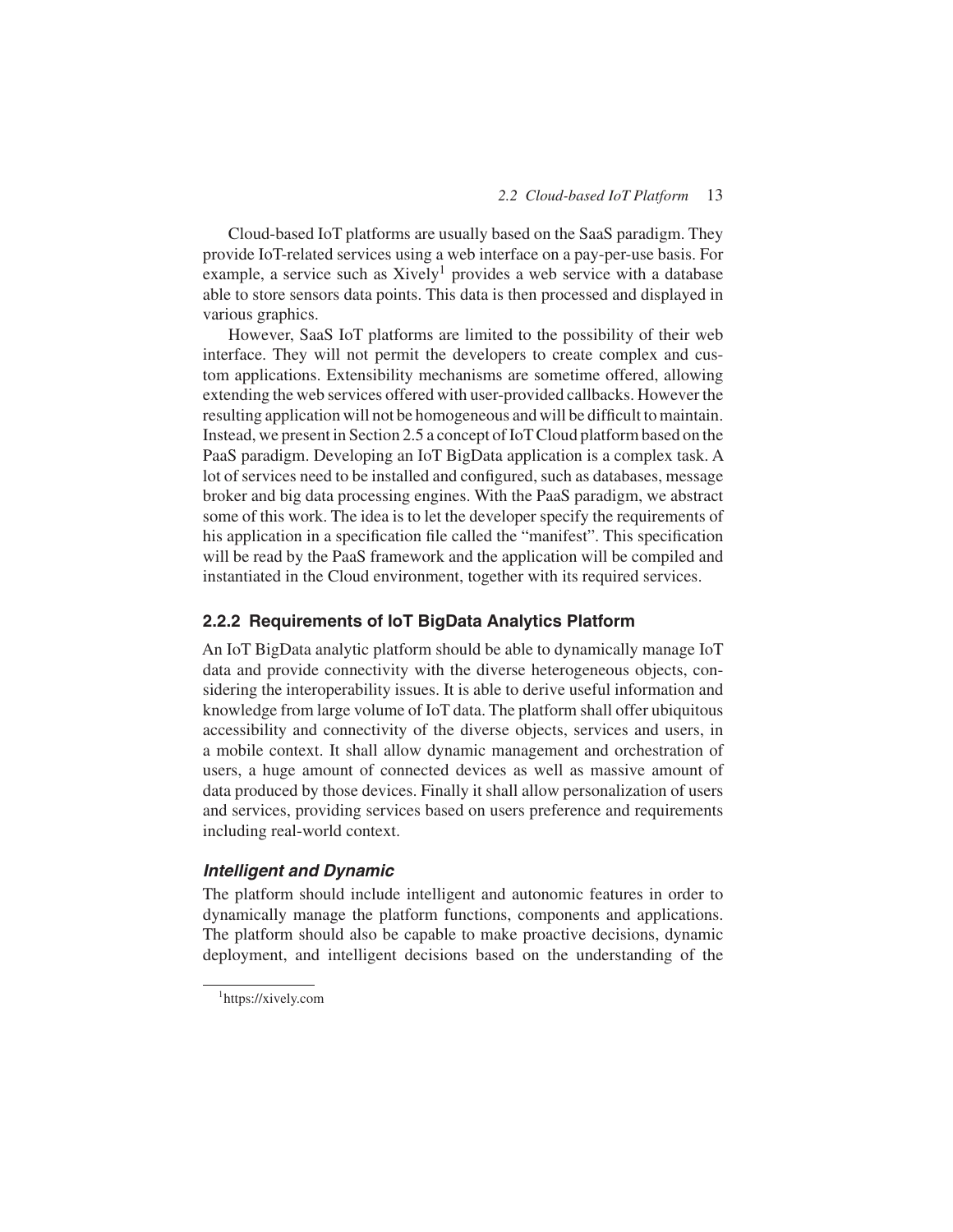Cloud-based IoT platforms are usually based on the SaaS paradigm. They provide IoT-related services using a web interface on a pay-per-use basis. For example, a service such as Xively[1] provides a web service with a database able to store sensors data points. This data is then processed and displayed in various graphics.

However, SaaS IoT platforms are limited to the possibility of their web interface. They will not permit the developers to create complex and custom applications. Extensibility mechanisms are sometime offered, allowing extending the web services offered with user-provided callbacks. However the resulting application will not be homogeneous and will be difficult to maintain. Instead, we present in Section 2.5 a concept of IoT Cloud platform based on the PaaS paradigm. Developing an IoT BigData application is a complex task. A lot of services need to be installed and configured, such as databases, message broker and big data processing engines. With the PaaS paradigm, we abstract some of this work. The idea is to let the developer specify the requirements of his application in a specification file called the "manifest". This specification will be read by the PaaS framework and the application will be compiled and instantiated in the Cloud environment, together with its required services.

### 2.2.2 Requirements of IoT BigData Analytics Platform

An IoT BigData analytic platform should be able to dynamically manage IoT data and provide connectivity with the diverse heterogeneous objects, considering the interoperability issues. It is able to derive useful information and knowledge from large volume of IoT data. The platform shall offer ubiquitous accessibility and connectivity of the diverse objects, services and users, in a mobile context. It shall allow dynamic management and orchestration of users, a huge amount of connected devices as well as massive amount of data produced by those devices. Finally it shall allow personalization of users and services, providing services based on users preference and requirements including real-world context.

#### *Intelligent and Dynamic*

The platform should include intelligent and autonomic features in order to dynamically manage the platform functions, components and applications. The platform should also be capable to make proactive decisions, dynamic deployment, and intelligent decisions based on the understanding of the

[1] https://xively.com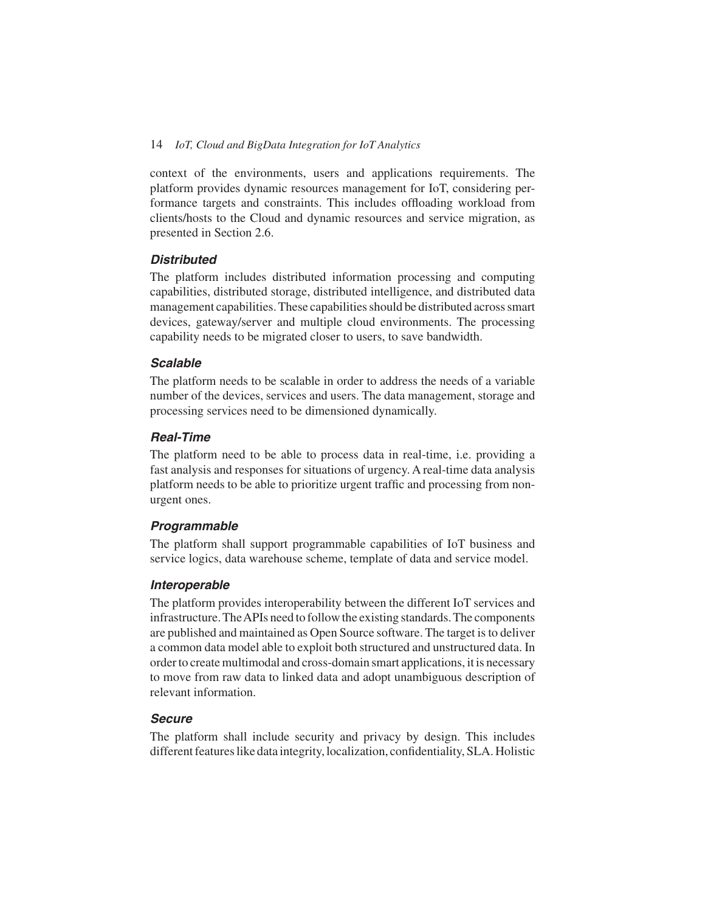context of the environments, users and applications requirements. The platform provides dynamic resources management for IoT, considering performance targets and constraints. This includes offloading workload from clients/hosts to the Cloud and dynamic resources and service migration, as presented in Section 2.6.

### *Distributed*

The platform includes distributed information processing and computing capabilities, distributed storage, distributed intelligence, and distributed data management capabilities. These capabilities should be distributed across smart devices, gateway/server and multiple cloud environments. The processing capability needs to be migrated closer to users, to save bandwidth.

### *Scalable*

The platform needs to be scalable in order to address the needs of a variable number of the devices, services and users. The data management, storage and processing services need to be dimensioned dynamically.

### *Real-Time*

The platform need to be able to process data in real-time, i.e. providing a fast analysis and responses for situations of urgency. A real-time data analysis platform needs to be able to prioritize urgent traffic and processing from non-urgent ones.

### *Programmable*

The platform shall support programmable capabilities of IoT business and service logics, data warehouse scheme, template of data and service model.

### *Interoperable*

The platform provides interoperability between the different IoT services and infrastructure. The APIs need to follow the existing standards. The components are published and maintained as Open Source software. The target is to deliver a common data model able to exploit both structured and unstructured data. In order to create multimodal and cross-domain smart applications, it is necessary to move from raw data to linked data and adopt unambiguous description of relevant information.

### *Secure*

The platform shall include security and privacy by design. This includes different features like data integrity, localization, confidentiality, SLA. Holistic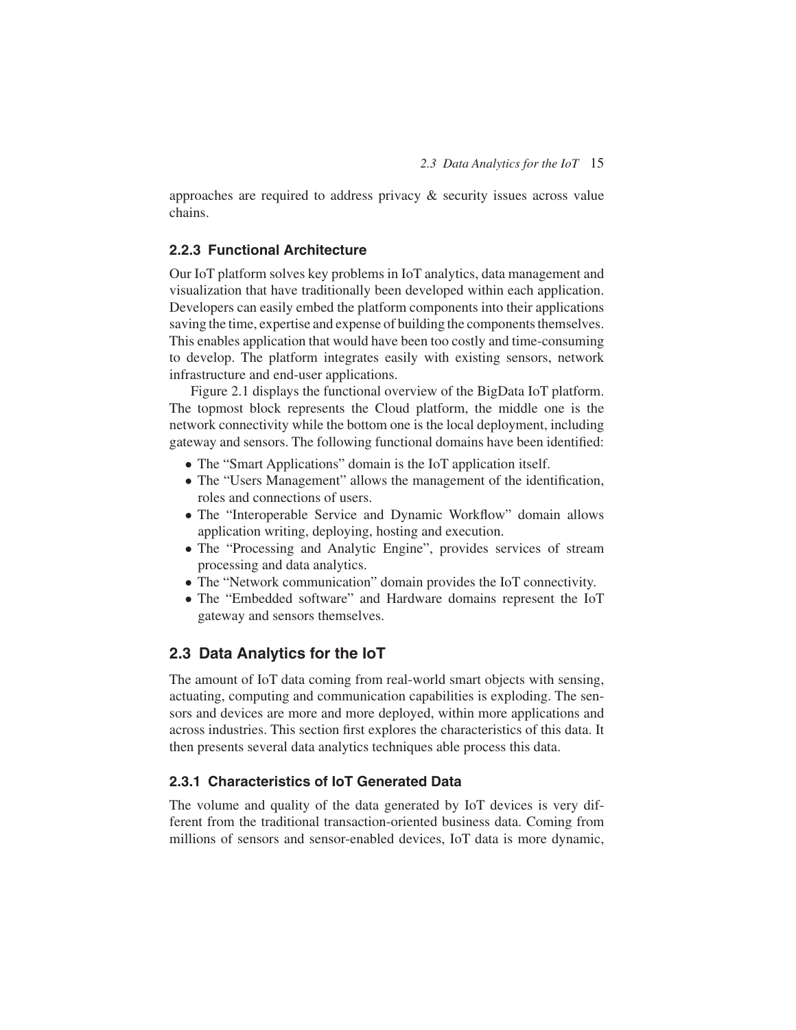approaches are required to address privacy & security issues across value chains.

### 2.2.3 Functional Architecture

Our IoT platform solves key problems in IoT analytics, data management and visualization that have traditionally been developed within each application. Developers can easily embed the platform components into their applications saving the time, expertise and expense of building the components themselves. This enables application that would have been too costly and time-consuming to develop. The platform integrates easily with existing sensors, network infrastructure and end-user applications.

Figure 2.1 displays the functional overview of the BigData IoT platform. The topmost block represents the Cloud platform, the middle one is the network connectivity while the bottom one is the local deployment, including gateway and sensors. The following functional domains have been identified:

- The "Smart Applications" domain is the IoT application itself.
- The "Users Management" allows the management of the identification, roles and connections of users.
- The "Interoperable Service and Dynamic Workflow" domain allows application writing, deploying, hosting and execution.
- The "Processing and Analytic Engine", provides services of stream processing and data analytics.
- The "Network communication" domain provides the IoT connectivity.
- The "Embedded software" and Hardware domains represent the IoT gateway and sensors themselves.

## 2.3 Data Analytics for the IoT

The amount of IoT data coming from real-world smart objects with sensing, actuating, computing and communication capabilities is exploding. The sensors and devices are more and more deployed, within more applications and across industries. This section first explores the characteristics of this data. It then presents several data analytics techniques able process this data.

### 2.3.1 Characteristics of IoT Generated Data

The volume and quality of the data generated by IoT devices is very different from the traditional transaction-oriented business data. Coming from millions of sensors and sensor-enabled devices, IoT data is more dynamic,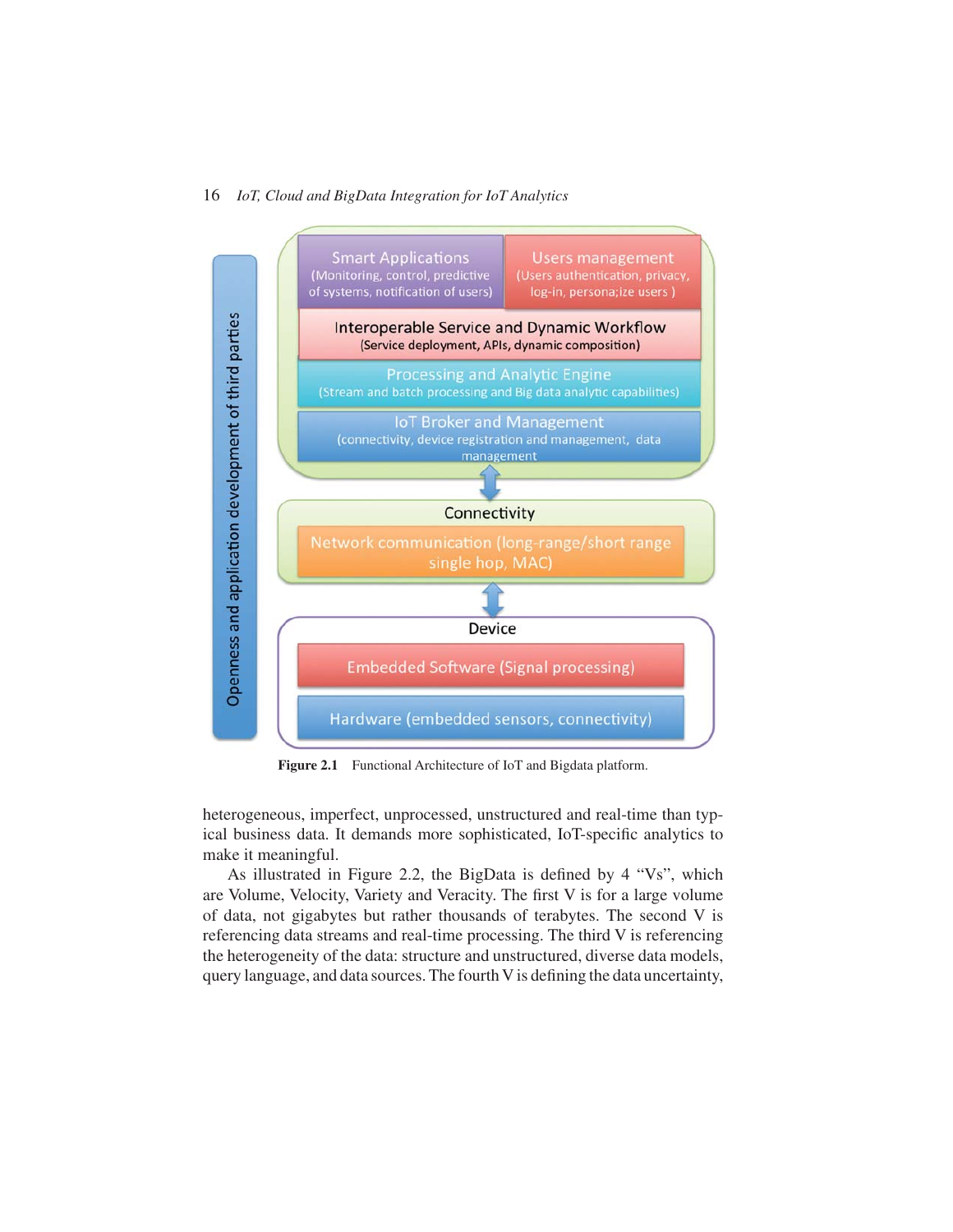**Figure 2.1** Functional Architecture of IoT and Bigdata platform.

heterogeneous, imperfect, unprocessed, unstructured and real-time than typical business data. It demands more sophisticated, IoT-specific analytics to make it meaningful.

As illustrated in Figure 2.2, the BigData is defined by 4 "Vs", which are Volume, Velocity, Variety and Veracity. The first V is for a large volume of data, not gigabytes but rather thousands of terabytes. The second V is referencing data streams and real-time processing. The third V is referencing the heterogeneity of the data: structure and unstructured, diverse data models, query language, and data sources. The fourth V is defining the data uncertainty,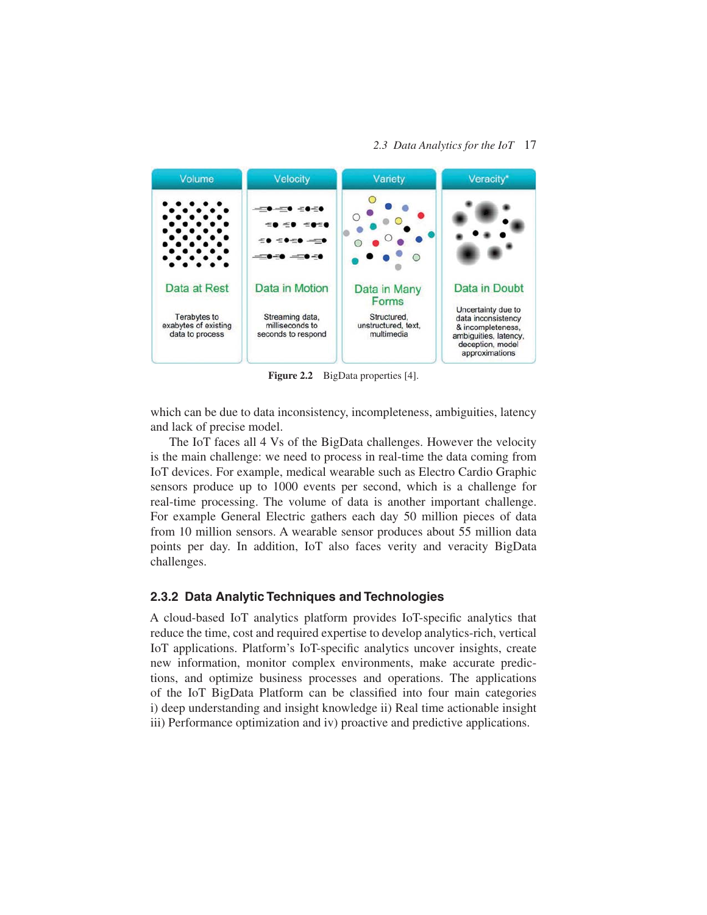**Figure 2.2** BigData properties [4].

which can be due to data inconsistency, incompleteness, ambiguities, latency and lack of precise model.

The IoT faces all 4 Vs of the BigData challenges. However the velocity is the main challenge: we need to process in real-time the data coming from IoT devices. For example, medical wearable such as Electro Cardio Graphic sensors produce up to 1000 events per second, which is a challenge for real-time processing. The volume of data is another important challenge. For example General Electric gathers each day 50 million pieces of data from 10 million sensors. A wearable sensor produces about 55 million data points per day. In addition, IoT also faces verity and veracity BigData challenges.

### 2.3.2 Data Analytic Techniques and Technologies

A cloud-based IoT analytics platform provides IoT-specific analytics that reduce the time, cost and required expertise to develop analytics-rich, vertical IoT applications. Platform's IoT-specific analytics uncover insights, create new information, monitor complex environments, make accurate predictions, and optimize business processes and operations. The applications of the IoT BigData Platform can be classified into four main categories i) deep understanding and insight knowledge ii) Real time actionable insight iii) Performance optimization and iv) proactive and predictive applications.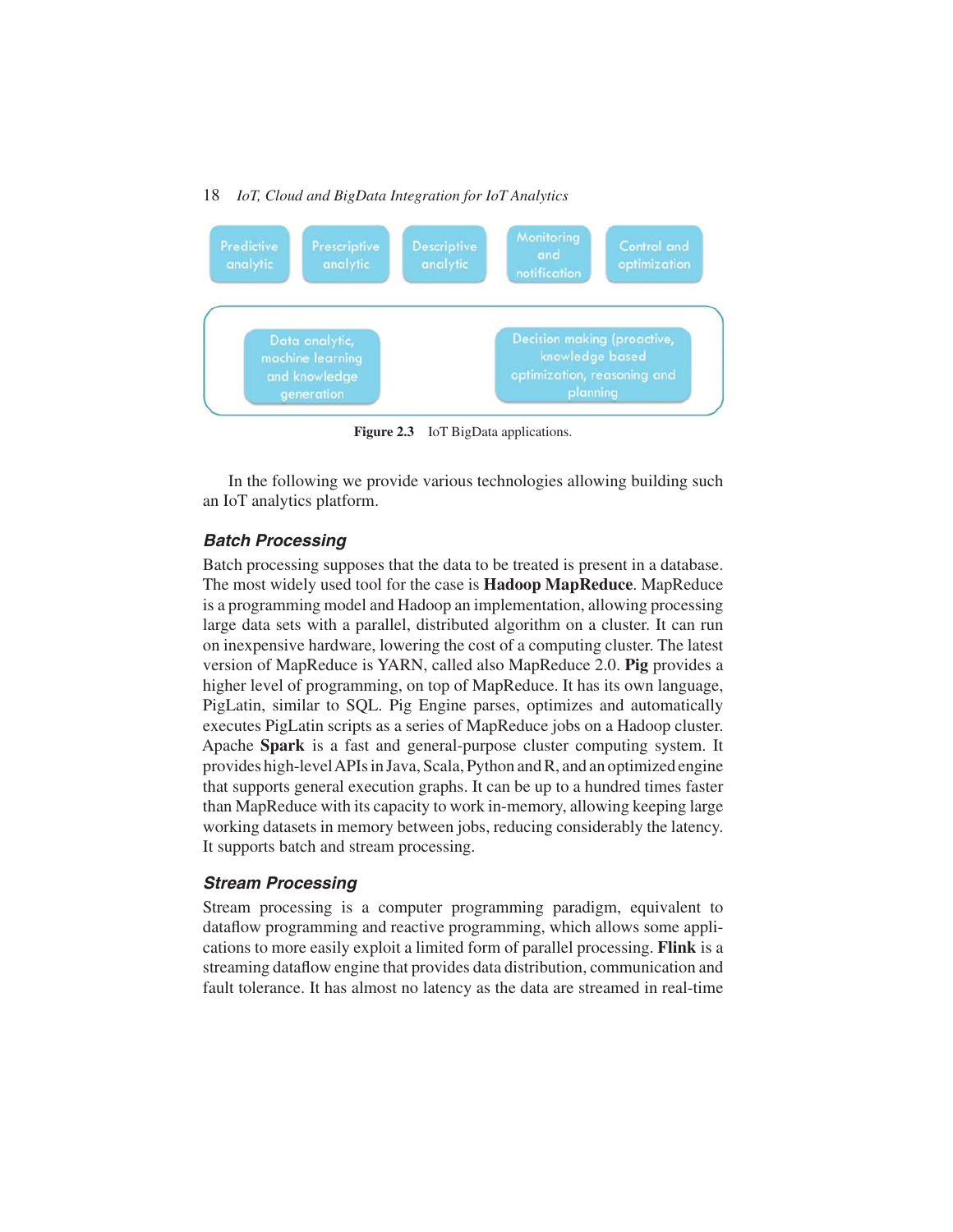Predictive analytic

Prescriptive analytic

Descriptive analytic

Monitoring and notification

Control and optimization

Data analytic, machine learning and knowledge generation

Decision making (proactive, knowledge based optimization, reasoning and planning

**Figure 2.3** IoT BigData applications.

In the following we provide various technologies allowing building such an IoT analytics platform.

### *Batch Processing*

Batch processing supposes that the data to be treated is present in a database. The most widely used tool for the case is **Hadoop MapReduce**. MapReduce is a programming model and Hadoop an implementation, allowing processing large data sets with a parallel, distributed algorithm on a cluster. It can run on inexpensive hardware, lowering the cost of a computing cluster. The latest version of MapReduce is YARN, called also MapReduce 2.0. **Pig** provides a higher level of programming, on top of MapReduce. It has its own language, PigLatin, similar to SQL. Pig Engine parses, optimizes and automatically executes PigLatin scripts as a series of MapReduce jobs on a Hadoop cluster. Apache **Spark** is a fast and general-purpose cluster computing system. It provides high-level APIs in Java, Scala, Python and R, and an optimized engine that supports general execution graphs. It can be up to a hundred times faster than MapReduce with its capacity to work in-memory, allowing keeping large working datasets in memory between jobs, reducing considerably the latency. It supports batch and stream processing.

### *Stream Processing*

Stream processing is a computer programming paradigm, equivalent to dataflow programming and reactive programming, which allows some applications to more easily exploit a limited form of parallel processing. **Flink** is a streaming dataflow engine that provides data distribution, communication and fault tolerance. It has almost no latency as the data are streamed in real-time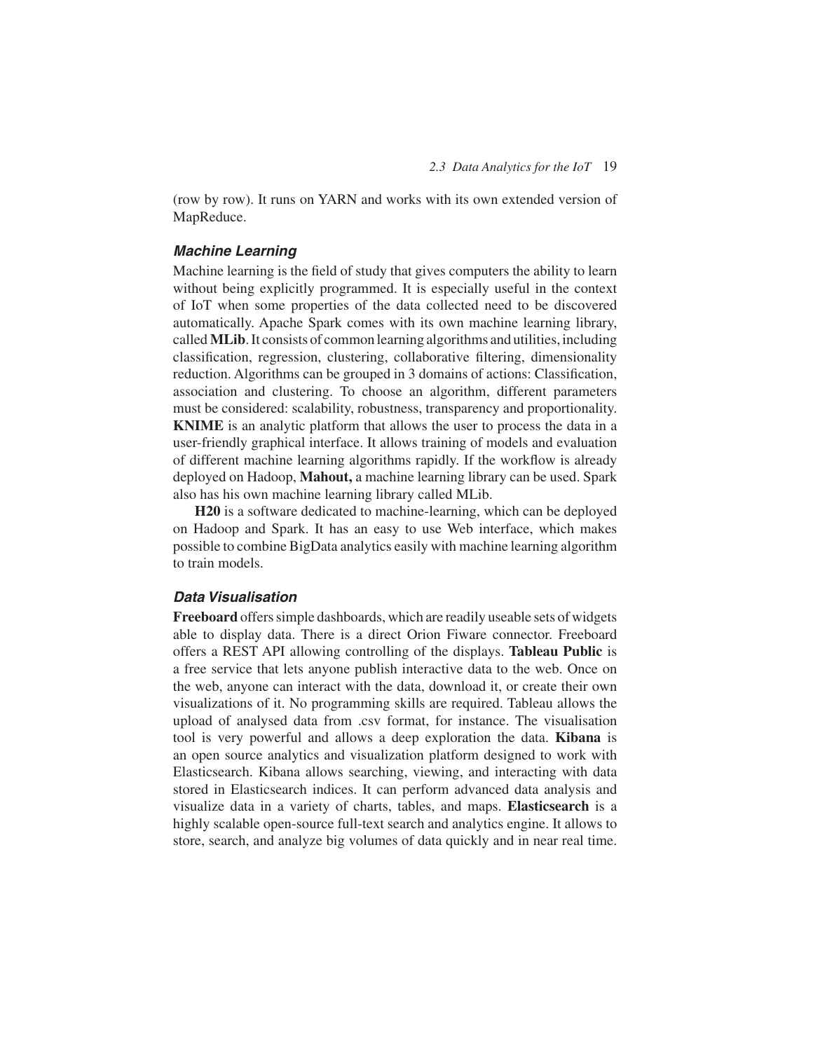(row by row). It runs on YARN and works with its own extended version of MapReduce.

### *Machine Learning*

Machine learning is the field of study that gives computers the ability to learn without being explicitly programmed. It is especially useful in the context of IoT when some properties of the data collected need to be discovered automatically. Apache Spark comes with its own machine learning library, called **MLib**. It consists of common learning algorithms and utilities, including classification, regression, clustering, collaborative filtering, dimensionality reduction. Algorithms can be grouped in 3 domains of actions: Classification, association and clustering. To choose an algorithm, different parameters must be considered: scalability, robustness, transparency and proportionality. **KNIME** is an analytic platform that allows the user to process the data in a user-friendly graphical interface. It allows training of models and evaluation of different machine learning algorithms rapidly. If the workflow is already deployed on Hadoop, **Mahout,** a machine learning library can be used. Spark also has his own machine learning library called MLib.

**H20** is a software dedicated to machine-learning, which can be deployed on Hadoop and Spark. It has an easy to use Web interface, which makes possible to combine BigData analytics easily with machine learning algorithm to train models.

### *Data Visualisation*

**Freeboard** offers simple dashboards, which are readily useable sets of widgets able to display data. There is a direct Orion Fiware connector. Freeboard offers a REST API allowing controlling of the displays. **Tableau Public** is a free service that lets anyone publish interactive data to the web. Once on the web, anyone can interact with the data, download it, or create their own visualizations of it. No programming skills are required. Tableau allows the upload of analysed data from .csv format, for instance. The visualisation tool is very powerful and allows a deep exploration the data. **Kibana** is an open source analytics and visualization platform designed to work with Elasticsearch. Kibana allows searching, viewing, and interacting with data stored in Elasticsearch indices. It can perform advanced data analysis and visualize data in a variety of charts, tables, and maps. **Elasticsearch** is a highly scalable open-source full-text search and analytics engine. It allows to store, search, and analyze big volumes of data quickly and in near real time.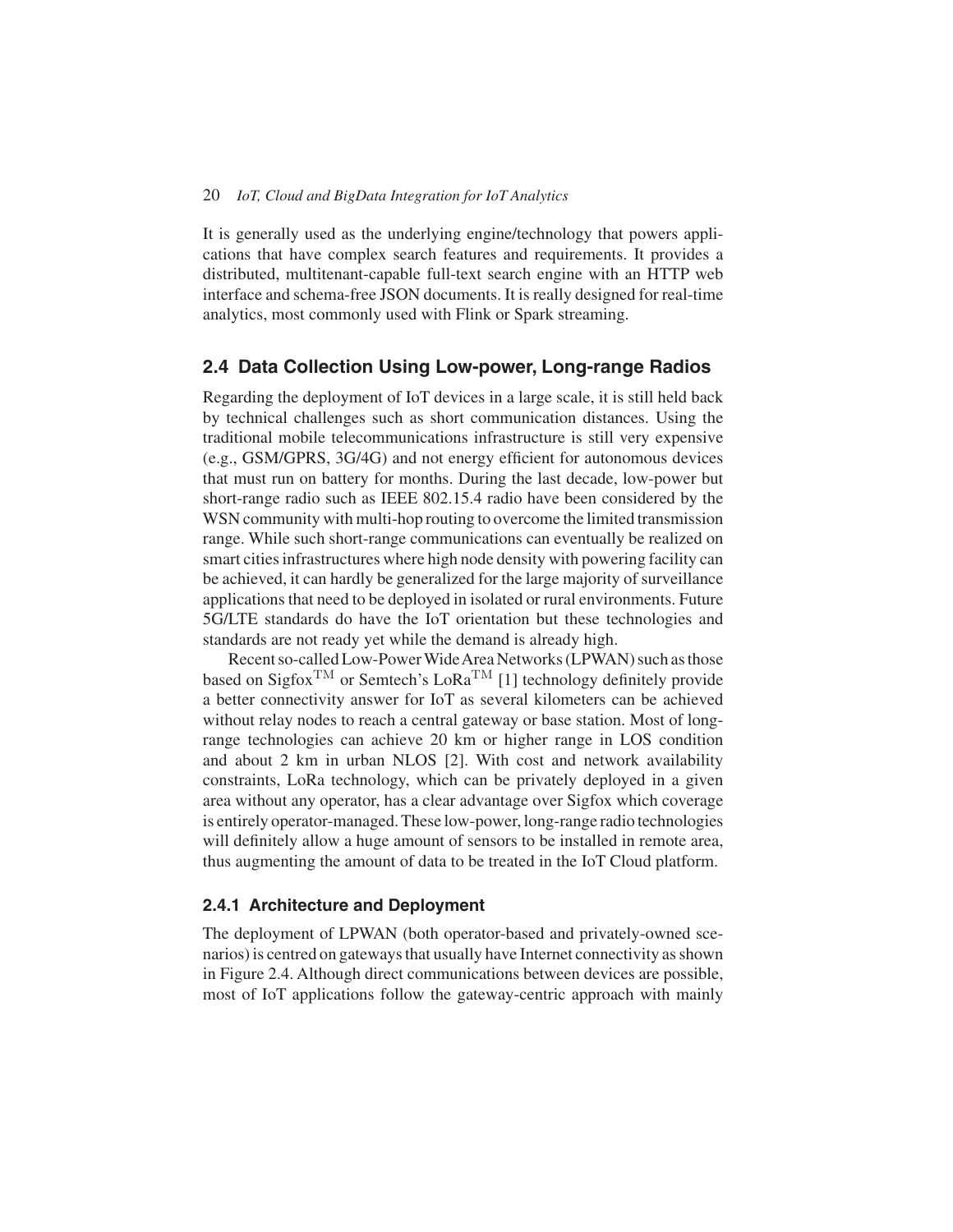It is generally used as the underlying engine/technology that powers applications that have complex search features and requirements. It provides a distributed, multitenant-capable full-text search engine with an HTTP web interface and schema-free JSON documents. It is really designed for real-time analytics, most commonly used with Flink or Spark streaming.

## 2.4 Data Collection Using Low-power, Long-range Radios

Regarding the deployment of IoT devices in a large scale, it is still held back by technical challenges such as short communication distances. Using the traditional mobile telecommunications infrastructure is still very expensive (e.g., GSM/GPRS, 3G/4G) and not energy efficient for autonomous devices that must run on battery for months. During the last decade, low-power but short-range radio such as IEEE 802.15.4 radio have been considered by the WSN community with multi-hop routing to overcome the limited transmission range. While such short-range communications can eventually be realized on smart cities infrastructures where high node density with powering facility can be achieved, it can hardly be generalized for the large majority of surveillance applications that need to be deployed in isolated or rural environments. Future 5G/LTE standards do have the IoT orientation but these technologies and standards are not ready yet while the demand is already high.

Recent so-called Low-Power Wide Area Networks (LPWAN) such as those based on Sigfox$^{\text{TM}}$ or Semtech's LoRa$^{\text{TM}}$ [1] technology definitely provide a better connectivity answer for IoT as several kilometers can be achieved without relay nodes to reach a central gateway or base station. Most of long-range technologies can achieve 20 km or higher range in LOS condition and about 2 km in urban NLOS [2]. With cost and network availability constraints, LoRa technology, which can be privately deployed in a given area without any operator, has a clear advantage over Sigfox which coverage is entirely operator-managed. These low-power, long-range radio technologies will definitely allow a huge amount of sensors to be installed in remote area, thus augmenting the amount of data to be treated in the IoT Cloud platform.

### 2.4.1 Architecture and Deployment

The deployment of LPWAN (both operator-based and privately-owned scenarios) is centred on gateways that usually have Internet connectivity as shown in Figure 2.4. Although direct communications between devices are possible, most of IoT applications follow the gateway-centric approach with mainly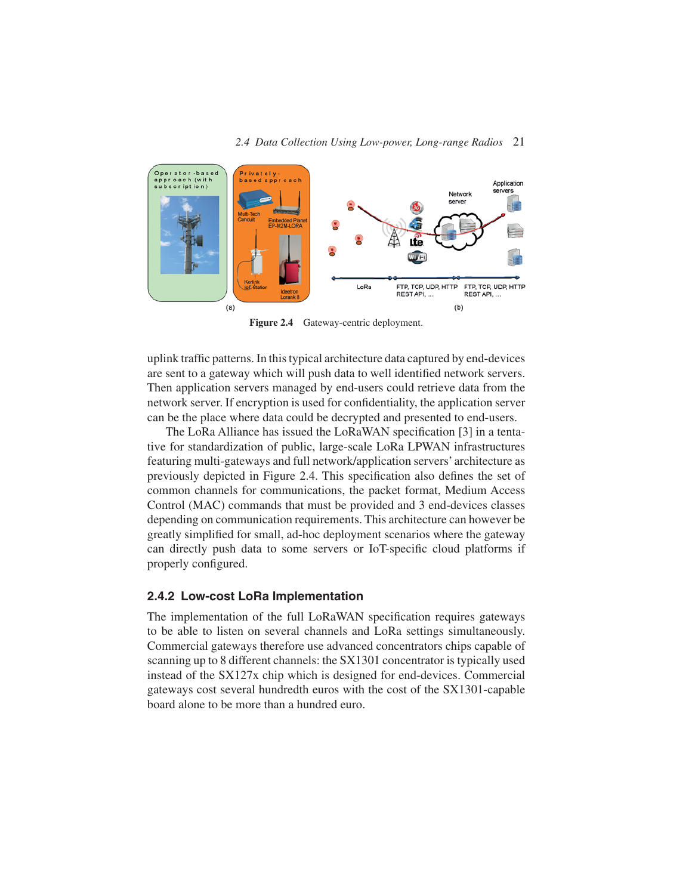Figure 2.4 Gateway-centric deployment.

uplink traffic patterns. In this typical architecture data captured by end-devices are sent to a gateway which will push data to well identified network servers. Then application servers managed by end-users could retrieve data from the network server. If encryption is used for confidentiality, the application server can be the place where data could be decrypted and presented to end-users.

The LoRa Alliance has issued the LoRaWAN specification [3] in a tentative for standardization of public, large-scale LoRa LPWAN infrastructures featuring multi-gateways and full network/application servers' architecture as previously depicted in Figure 2.4. This specification also defines the set of common channels for communications, the packet format, Medium Access Control (MAC) commands that must be provided and 3 end-devices classes depending on communication requirements. This architecture can however be greatly simplified for small, ad-hoc deployment scenarios where the gateway can directly push data to some servers or IoT-specific cloud platforms if properly configured.

### 2.4.2 Low-cost LoRa Implementation

The implementation of the full LoRaWAN specification requires gateways to be able to listen on several channels and LoRa settings simultaneously. Commercial gateways therefore use advanced concentrators chips capable of scanning up to 8 different channels: the SX1301 concentrator is typically used instead of the SX127x chip which is designed for end-devices. Commercial gateways cost several hundredth euros with the cost of the SX1301-capable board alone to be more than a hundred euro.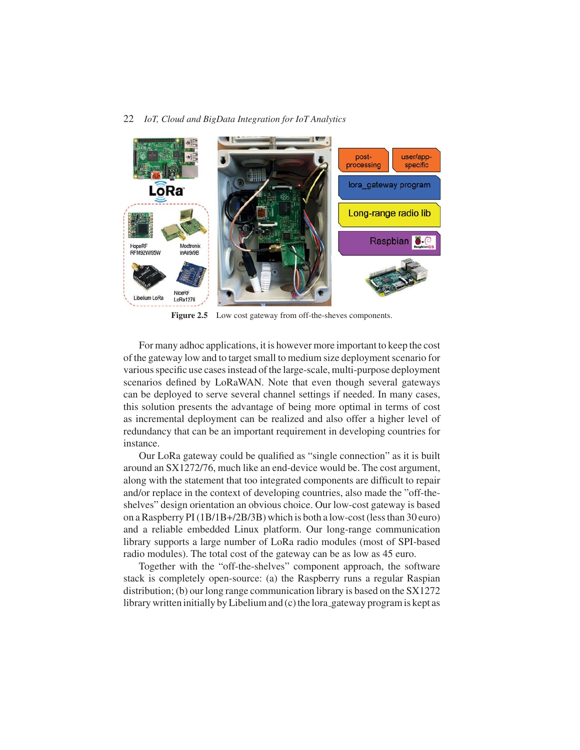Figure 2.5 Low cost gateway from off-the-sheves components.

For many adhoc applications, it is however more important to keep the cost of the gateway low and to target small to medium size deployment scenario for various specific use cases instead of the large-scale, multi-purpose deployment scenarios defined by LoRaWAN. Note that even though several gateways can be deployed to serve several channel settings if needed. In many cases, this solution presents the advantage of being more optimal in terms of cost as incremental deployment can be realized and also offer a higher level of redundancy that can be an important requirement in developing countries for instance.

Our LoRa gateway could be qualified as "single connection" as it is built around an SX1272/76, much like an end-device would be. The cost argument, along with the statement that too integrated components are difficult to repair and/or replace in the context of developing countries, also made the "off-the-shelves" design orientation an obvious choice. Our low-cost gateway is based on a Raspberry PI (1B/1B+/2B/3B) which is both a low-cost (less than 30 euro) and a reliable embedded Linux platform. Our long-range communication library supports a large number of LoRa radio modules (most of SPI-based radio modules). The total cost of the gateway can be as low as 45 euro.

Together with the "off-the-shelves" component approach, the software stack is completely open-source: (a) the Raspberry runs a regular Raspian distribution; (b) our long range communication library is based on the SX1272 library written initially by Libelium and (c) the lora_gateway program is kept as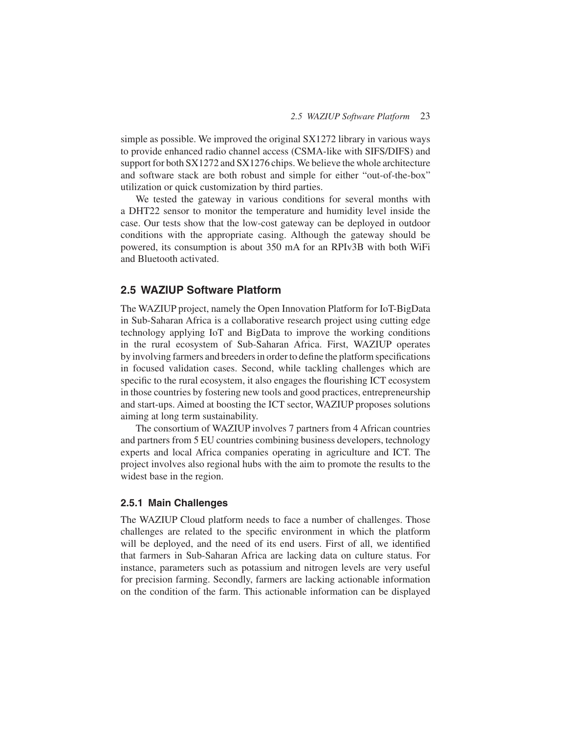simple as possible. We improved the original SX1272 library in various ways to provide enhanced radio channel access (CSMA-like with SIFS/DIFS) and support for both SX1272 and SX1276 chips. We believe the whole architecture and software stack are both robust and simple for either "out-of-the-box" utilization or quick customization by third parties.

We tested the gateway in various conditions for several months with a DHT22 sensor to monitor the temperature and humidity level inside the case. Our tests show that the low-cost gateway can be deployed in outdoor conditions with the appropriate casing. Although the gateway should be powered, its consumption is about 350 mA for an RPIv3B with both WiFi and Bluetooth activated.

## 2.5 WAZIUP Software Platform

The WAZIUP project, namely the Open Innovation Platform for IoT-BigData in Sub-Saharan Africa is a collaborative research project using cutting edge technology applying IoT and BigData to improve the working conditions in the rural ecosystem of Sub-Saharan Africa. First, WAZIUP operates by involving farmers and breeders in order to define the platform specifications in focused validation cases. Second, while tackling challenges which are specific to the rural ecosystem, it also engages the flourishing ICT ecosystem in those countries by fostering new tools and good practices, entrepreneurship and start-ups. Aimed at boosting the ICT sector, WAZIUP proposes solutions aiming at long term sustainability.

The consortium of WAZIUP involves 7 partners from 4 African countries and partners from 5 EU countries combining business developers, technology experts and local Africa companies operating in agriculture and ICT. The project involves also regional hubs with the aim to promote the results to the widest base in the region.

### 2.5.1 Main Challenges

The WAZIUP Cloud platform needs to face a number of challenges. Those challenges are related to the specific environment in which the platform will be deployed, and the need of its end users. First of all, we identified that farmers in Sub-Saharan Africa are lacking data on culture status. For instance, parameters such as potassium and nitrogen levels are very useful for precision farming. Secondly, farmers are lacking actionable information on the condition of the farm. This actionable information can be displayed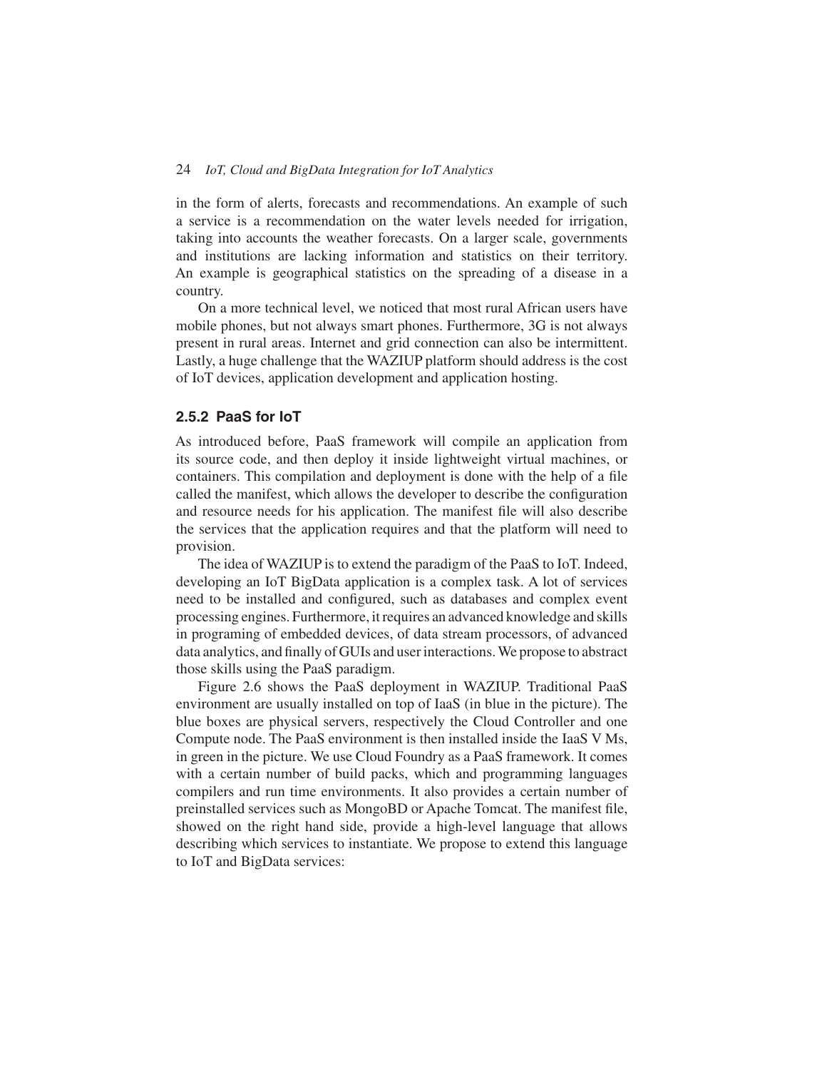in the form of alerts, forecasts and recommendations. An example of such a service is a recommendation on the water levels needed for irrigation, taking into accounts the weather forecasts. On a larger scale, governments and institutions are lacking information and statistics on their territory. An example is geographical statistics on the spreading of a disease in a country.

On a more technical level, we noticed that most rural African users have mobile phones, but not always smart phones. Furthermore, 3G is not always present in rural areas. Internet and grid connection can also be intermittent. Lastly, a huge challenge that the WAZIUP platform should address is the cost of IoT devices, application development and application hosting.

### 2.5.2 PaaS for IoT

As introduced before, PaaS framework will compile an application from its source code, and then deploy it inside lightweight virtual machines, or containers. This compilation and deployment is done with the help of a file called the manifest, which allows the developer to describe the configuration and resource needs for his application. The manifest file will also describe the services that the application requires and that the platform will need to provision.

The idea of WAZIUP is to extend the paradigm of the PaaS to IoT. Indeed, developing an IoT BigData application is a complex task. A lot of services need to be installed and configured, such as databases and complex event processing engines. Furthermore, it requires an advanced knowledge and skills in programing of embedded devices, of data stream processors, of advanced data analytics, and finally of GUIs and user interactions. We propose to abstract those skills using the PaaS paradigm.

Figure 2.6 shows the PaaS deployment in WAZIUP. Traditional PaaS environment are usually installed on top of IaaS (in blue in the picture). The blue boxes are physical servers, respectively the Cloud Controller and one Compute node. The PaaS environment is then installed inside the IaaS V Ms, in green in the picture. We use Cloud Foundry as a PaaS framework. It comes with a certain number of build packs, which and programming languages compilers and run time environments. It also provides a certain number of preinstalled services such as MongoBD or Apache Tomcat. The manifest file, showed on the right hand side, provide a high-level language that allows describing which services to instantiate. We propose to extend this language to IoT and BigData services: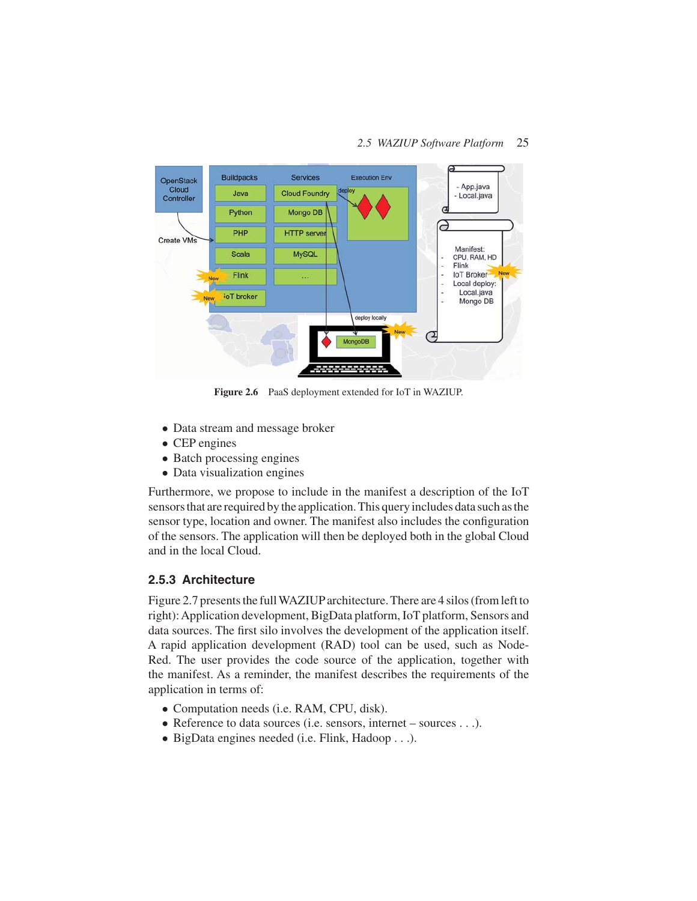Figure 2.6 PaaS deployment extended for IoT in WAZIUP.

- Data stream and message broker
- CEP engines
- Batch processing engines
- Data visualization engines

Furthermore, we propose to include in the manifest a description of the IoT sensors that are required by the application. This query includes data such as the sensor type, location and owner. The manifest also includes the configuration of the sensors. The application will then be deployed both in the global Cloud and in the local Cloud.

### 2.5.3 Architecture

Figure 2.7 presents the full WAZIUP architecture. There are 4 silos (from left to right): Application development, BigData platform, IoT platform, Sensors and data sources. The first silo involves the development of the application itself. A rapid application development (RAD) tool can be used, such as Node-Red. The user provides the code source of the application, together with the manifest. As a reminder, the manifest describes the requirements of the application in terms of:

- Computation needs (i.e. RAM, CPU, disk).
- Reference to data sources (i.e. sensors, internet – sources . . .).
- BigData engines needed (i.e. Flink, Hadoop . . .).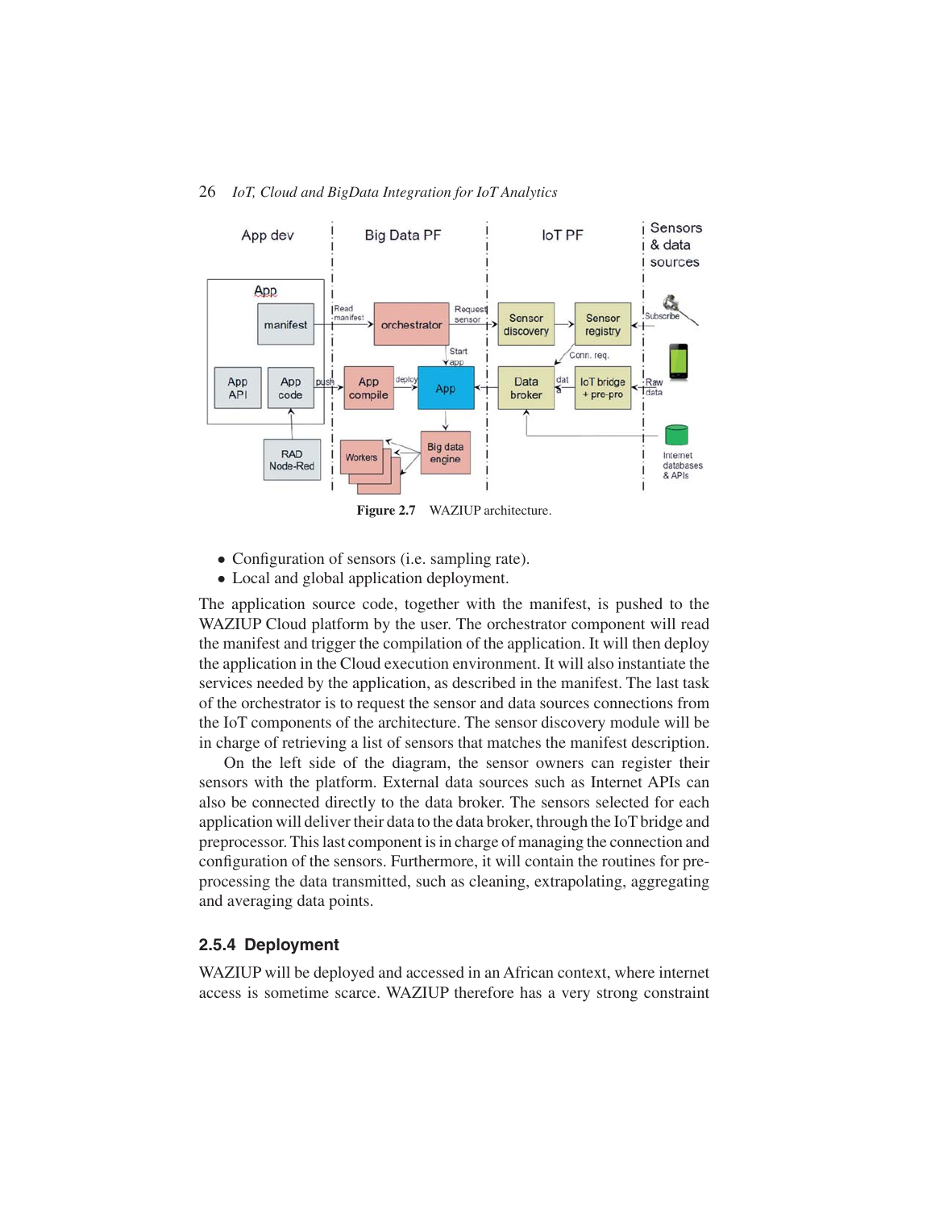Figure 2.7 WAZIUP architecture.

- Configuration of sensors (i.e. sampling rate).
- Local and global application deployment.

The application source code, together with the manifest, is pushed to the WAZIUP Cloud platform by the user. The orchestrator component will read the manifest and trigger the compilation of the application. It will then deploy the application in the Cloud execution environment. It will also instantiate the services needed by the application, as described in the manifest. The last task of the orchestrator is to request the sensor and data sources connections from the IoT components of the architecture. The sensor discovery module will be in charge of retrieving a list of sensors that matches the manifest description.

On the left side of the diagram, the sensor owners can register their sensors with the platform. External data sources such as Internet APIs can also be connected directly to the data broker. The sensors selected for each application will deliver their data to the data broker, through the IoT bridge and preprocessor. This last component is in charge of managing the connection and configuration of the sensors. Furthermore, it will contain the routines for pre-processing the data transmitted, such as cleaning, extrapolating, aggregating and averaging data points.

### 2.5.4 Deployment

WAZIUP will be deployed and accessed in an African context, where internet access is sometime scarce. WAZIUP therefore has a very strong constraint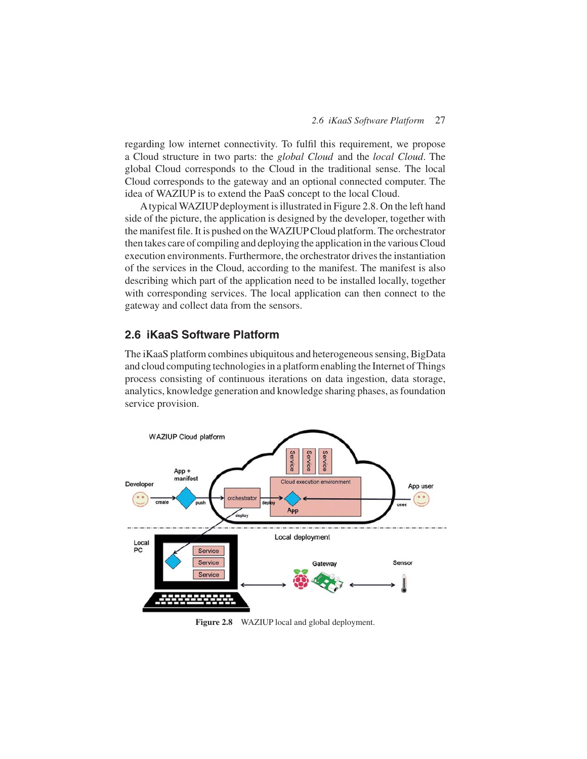regarding low internet connectivity. To fulfil this requirement, we propose a Cloud structure in two parts: the *global Cloud* and the *local Cloud*. The global Cloud corresponds to the Cloud in the traditional sense. The local Cloud corresponds to the gateway and an optional connected computer. The idea of WAZIUP is to extend the PaaS concept to the local Cloud.

A typical WAZIUP deployment is illustrated in Figure 2.8. On the left hand side of the picture, the application is designed by the developer, together with the manifest file. It is pushed on the WAZIUP Cloud platform. The orchestrator then takes care of compiling and deploying the application in the various Cloud execution environments. Furthermore, the orchestrator drives the instantiation of the services in the Cloud, according to the manifest. The manifest is also describing which part of the application need to be installed locally, together with corresponding services. The local application can then connect to the gateway and collect data from the sensors.

## 2.6 iKaaS Software Platform

The iKaaS platform combines ubiquitous and heterogeneous sensing, BigData and cloud computing technologies in a platform enabling the Internet of Things process consisting of continuous iterations on data ingestion, data storage, analytics, knowledge generation and knowledge sharing phases, as foundation service provision.

**Figure 2.8** WAZIUP local and global deployment.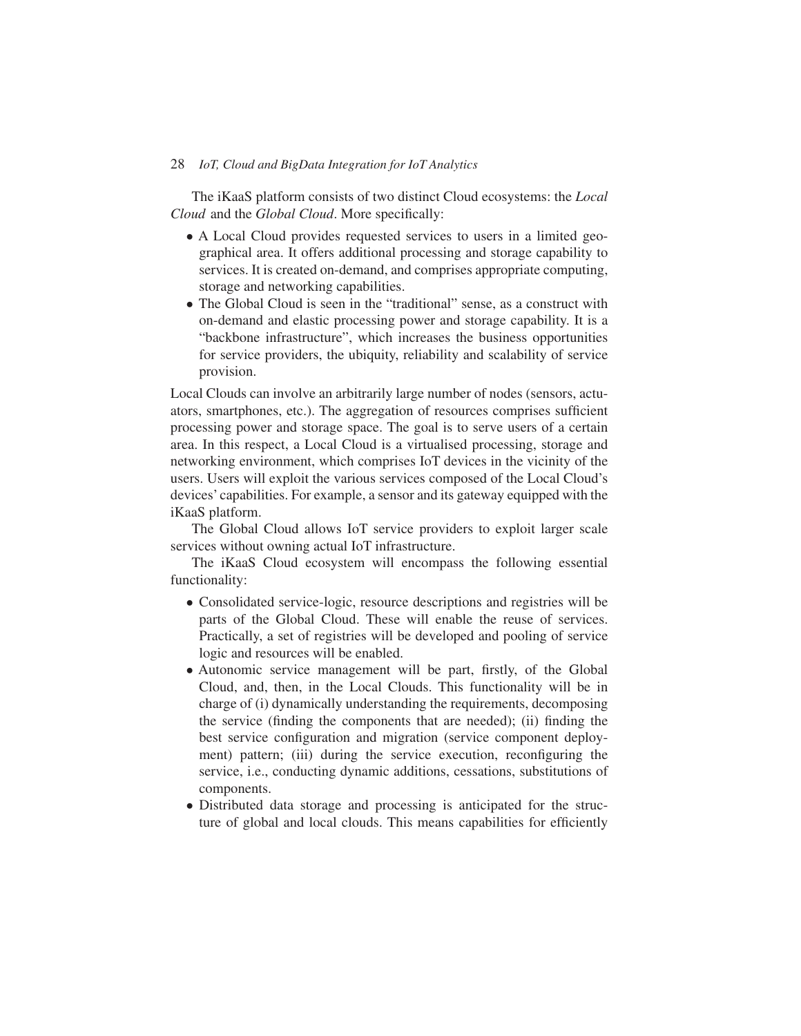The iKaaS platform consists of two distinct Cloud ecosystems: the *Local Cloud* and the *Global Cloud*. More specifically:

- A Local Cloud provides requested services to users in a limited geographical area. It offers additional processing and storage capability to services. It is created on-demand, and comprises appropriate computing, storage and networking capabilities.
- The Global Cloud is seen in the "traditional" sense, as a construct with on-demand and elastic processing power and storage capability. It is a "backbone infrastructure", which increases the business opportunities for service providers, the ubiquity, reliability and scalability of service provision.

Local Clouds can involve an arbitrarily large number of nodes (sensors, actuators, smartphones, etc.). The aggregation of resources comprises sufficient processing power and storage space. The goal is to serve users of a certain area. In this respect, a Local Cloud is a virtualised processing, storage and networking environment, which comprises IoT devices in the vicinity of the users. Users will exploit the various services composed of the Local Cloud's devices' capabilities. For example, a sensor and its gateway equipped with the iKaaS platform.

The Global Cloud allows IoT service providers to exploit larger scale services without owning actual IoT infrastructure.

The iKaaS Cloud ecosystem will encompass the following essential functionality:

- Consolidated service-logic, resource descriptions and registries will be parts of the Global Cloud. These will enable the reuse of services. Practically, a set of registries will be developed and pooling of service logic and resources will be enabled.
- Autonomic service management will be part, firstly, of the Global Cloud, and, then, in the Local Clouds. This functionality will be in charge of (i) dynamically understanding the requirements, decomposing the service (finding the components that are needed); (ii) finding the best service configuration and migration (service component deployment) pattern; (iii) during the service execution, reconfiguring the service, i.e., conducting dynamic additions, cessations, substitutions of components.
- Distributed data storage and processing is anticipated for the structure of global and local clouds. This means capabilities for efficiently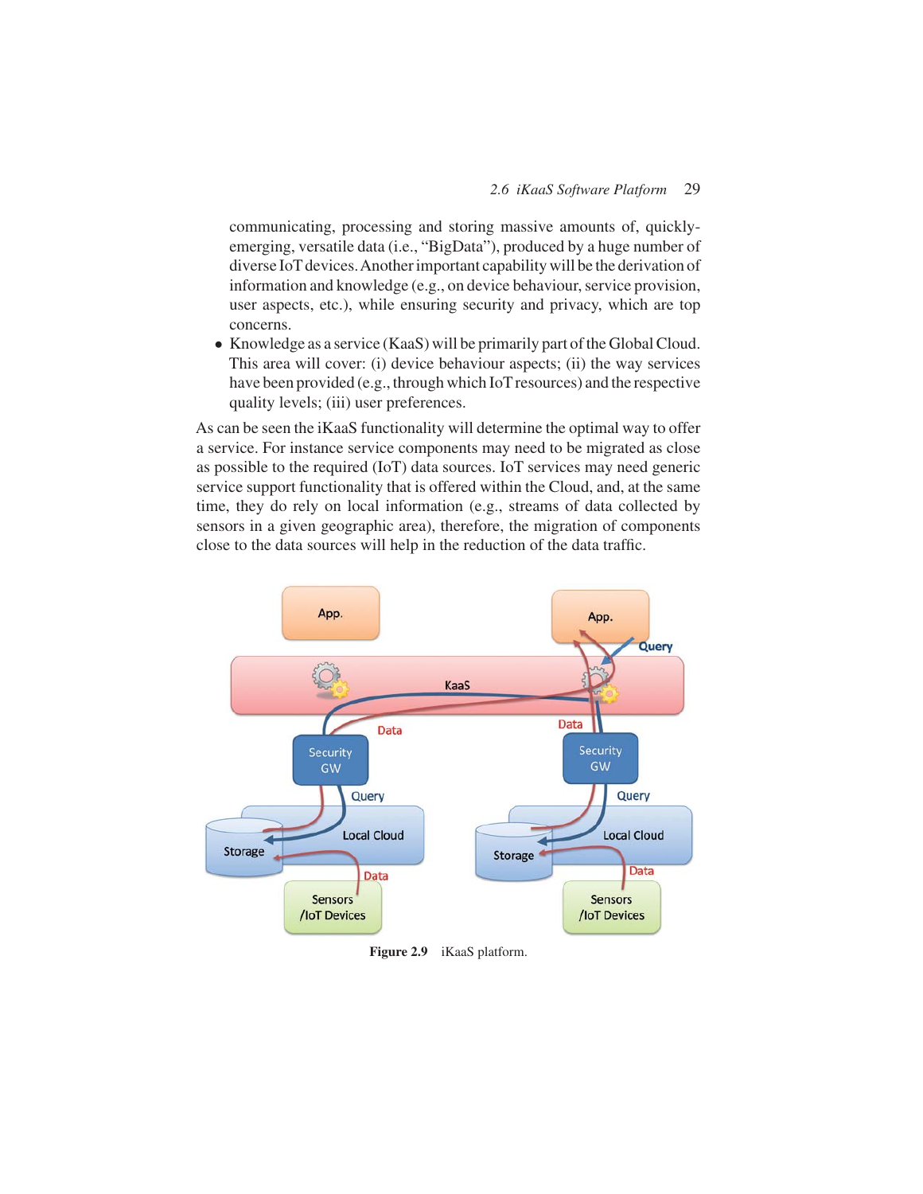communicating, processing and storing massive amounts of, quickly-emerging, versatile data (i.e., "BigData"), produced by a huge number of diverse IoT devices. Another important capability will be the derivation of information and knowledge (e.g., on device behaviour, service provision, user aspects, etc.), while ensuring security and privacy, which are top concerns.

- Knowledge as a service (KaaS) will be primarily part of the Global Cloud. This area will cover: (i) device behaviour aspects; (ii) the way services have been provided (e.g., through which IoT resources) and the respective quality levels; (iii) user preferences.

As can be seen the iKaaS functionality will determine the optimal way to offer a service. For instance service components may need to be migrated as close as possible to the required (IoT) data sources. IoT services may need generic service support functionality that is offered within the Cloud, and, at the same time, they do rely on local information (e.g., streams of data collected by sensors in a given geographic area), therefore, the migration of components close to the data sources will help in the reduction of the data traffic.

**Figure 2.9** iKaaS platform.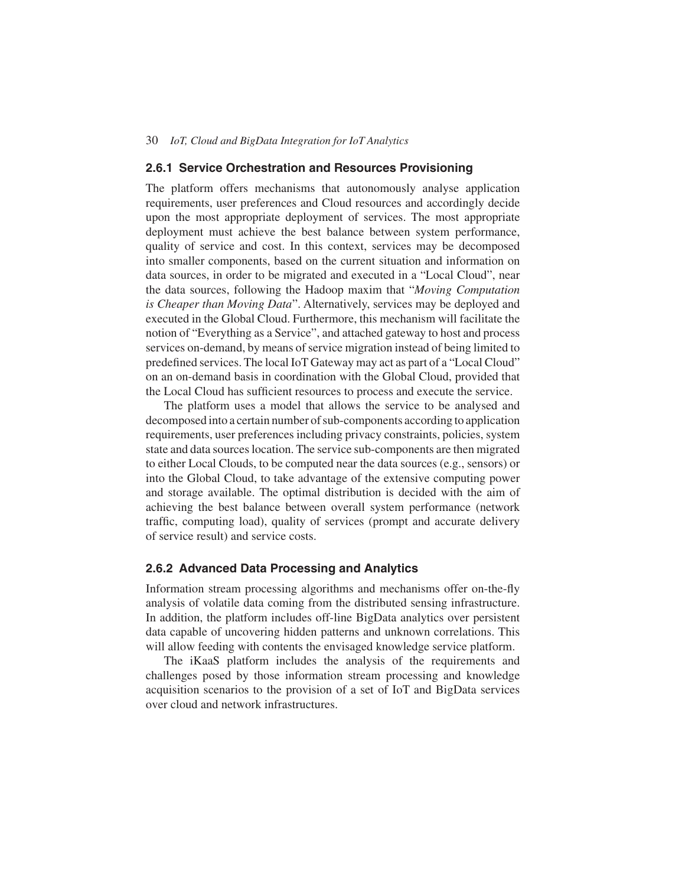### 2.6.1 Service Orchestration and Resources Provisioning

The platform offers mechanisms that autonomously analyse application requirements, user preferences and Cloud resources and accordingly decide upon the most appropriate deployment of services. The most appropriate deployment must achieve the best balance between system performance, quality of service and cost. In this context, services may be decomposed into smaller components, based on the current situation and information on data sources, in order to be migrated and executed in a "Local Cloud", near the data sources, following the Hadoop maxim that "*Moving Computation is Cheaper than Moving Data*". Alternatively, services may be deployed and executed in the Global Cloud. Furthermore, this mechanism will facilitate the notion of "Everything as a Service", and attached gateway to host and process services on-demand, by means of service migration instead of being limited to predefined services. The local IoT Gateway may act as part of a "Local Cloud" on an on-demand basis in coordination with the Global Cloud, provided that the Local Cloud has sufficient resources to process and execute the service.

The platform uses a model that allows the service to be analysed and decomposed into a certain number of sub-components according to application requirements, user preferences including privacy constraints, policies, system state and data sources location. The service sub-components are then migrated to either Local Clouds, to be computed near the data sources (e.g., sensors) or into the Global Cloud, to take advantage of the extensive computing power and storage available. The optimal distribution is decided with the aim of achieving the best balance between overall system performance (network traffic, computing load), quality of services (prompt and accurate delivery of service result) and service costs.

### 2.6.2 Advanced Data Processing and Analytics

Information stream processing algorithms and mechanisms offer on-the-fly analysis of volatile data coming from the distributed sensing infrastructure. In addition, the platform includes off-line BigData analytics over persistent data capable of uncovering hidden patterns and unknown correlations. This will allow feeding with contents the envisaged knowledge service platform.

The iKaaS platform includes the analysis of the requirements and challenges posed by those information stream processing and knowledge acquisition scenarios to the provision of a set of IoT and BigData services over cloud and network infrastructures.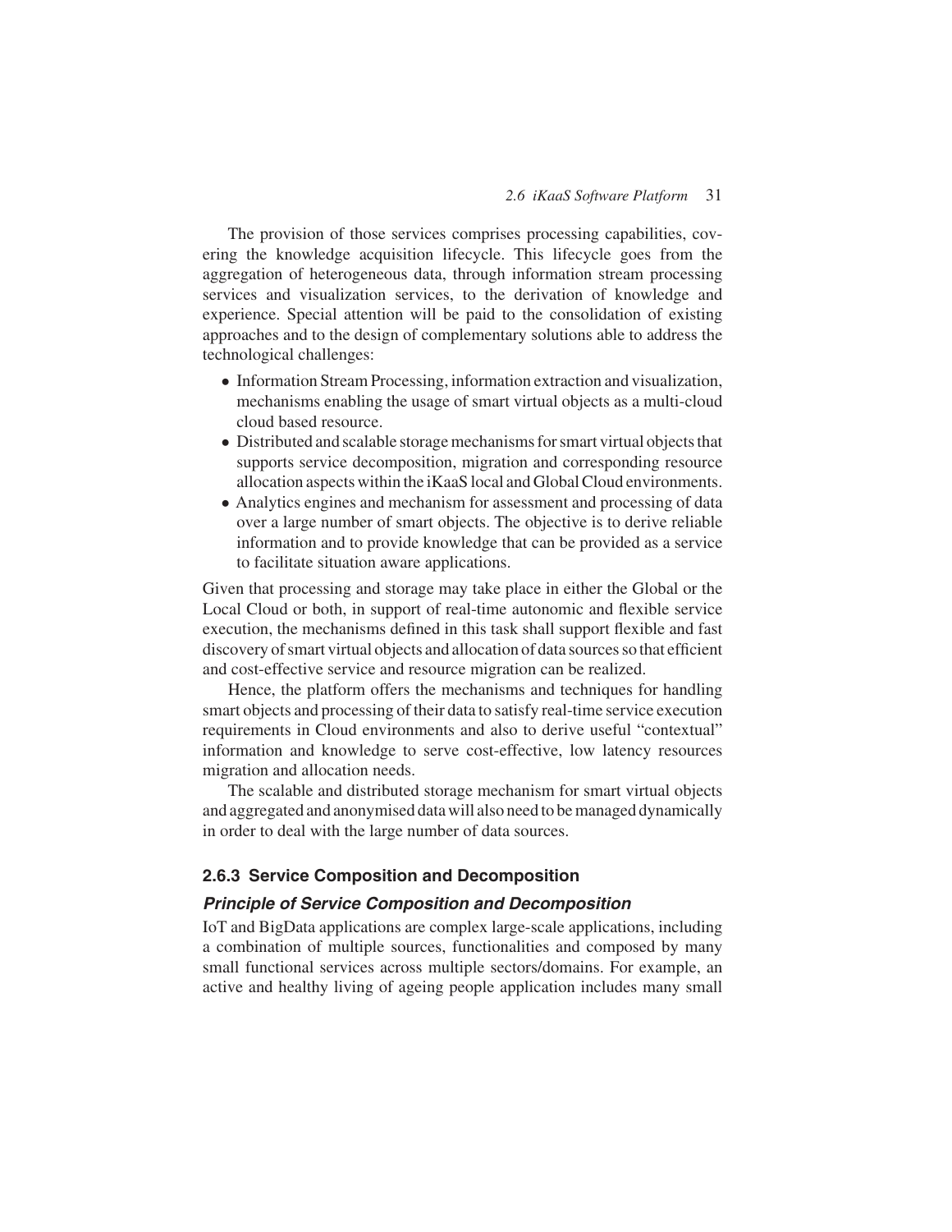The provision of those services comprises processing capabilities, covering the knowledge acquisition lifecycle. This lifecycle goes from the aggregation of heterogeneous data, through information stream processing services and visualization services, to the derivation of knowledge and experience. Special attention will be paid to the consolidation of existing approaches and to the design of complementary solutions able to address the technological challenges:

- Information Stream Processing, information extraction and visualization, mechanisms enabling the usage of smart virtual objects as a multi-cloud cloud based resource.
- Distributed and scalable storage mechanisms for smart virtual objects that supports service decomposition, migration and corresponding resource allocation aspects within the iKaaS local and Global Cloud environments.
- Analytics engines and mechanism for assessment and processing of data over a large number of smart objects. The objective is to derive reliable information and to provide knowledge that can be provided as a service to facilitate situation aware applications.

Given that processing and storage may take place in either the Global or the Local Cloud or both, in support of real-time autonomic and flexible service execution, the mechanisms defined in this task shall support flexible and fast discovery of smart virtual objects and allocation of data sources so that efficient and cost-effective service and resource migration can be realized.

Hence, the platform offers the mechanisms and techniques for handling smart objects and processing of their data to satisfy real-time service execution requirements in Cloud environments and also to derive useful "contextual" information and knowledge to serve cost-effective, low latency resources migration and allocation needs.

The scalable and distributed storage mechanism for smart virtual objects and aggregated and anonymised data will also need to be managed dynamically in order to deal with the large number of data sources.

### 2.6.3 Service Composition and Decomposition

#### *Principle of Service Composition and Decomposition*

IoT and BigData applications are complex large-scale applications, including a combination of multiple sources, functionalities and composed by many small functional services across multiple sectors/domains. For example, an active and healthy living of ageing people application includes many small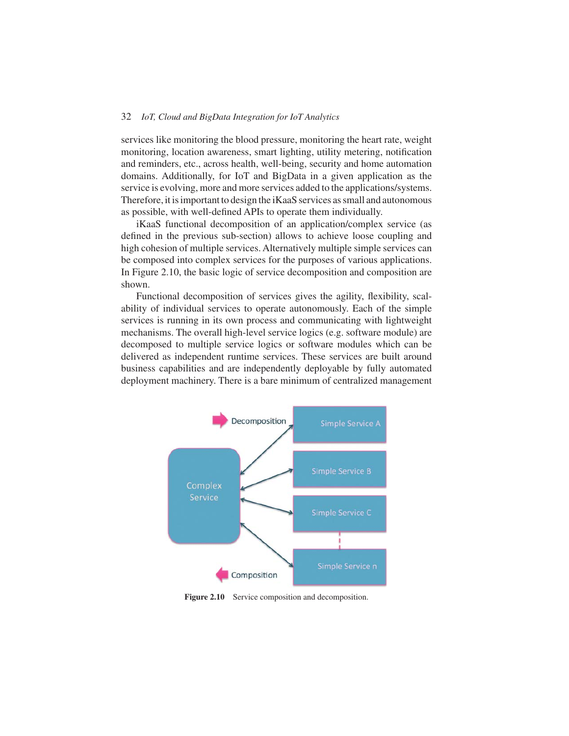services like monitoring the blood pressure, monitoring the heart rate, weight monitoring, location awareness, smart lighting, utility metering, notification and reminders, etc., across health, well-being, security and home automation domains. Additionally, for IoT and BigData in a given application as the service is evolving, more and more services added to the applications/systems. Therefore, it is important to design the iKaaS services as small and autonomous as possible, with well-defined APIs to operate them individually.

iKaaS functional decomposition of an application/complex service (as defined in the previous sub-section) allows to achieve loose coupling and high cohesion of multiple services. Alternatively multiple simple services can be composed into complex services for the purposes of various applications. In Figure 2.10, the basic logic of service decomposition and composition are shown.

Functional decomposition of services gives the agility, flexibility, scalability of individual services to operate autonomously. Each of the simple services is running in its own process and communicating with lightweight mechanisms. The overall high-level service logics (e.g. software module) are decomposed to multiple service logics or software modules which can be delivered as independent runtime services. These services are built around business capabilities and are independently deployable by fully automated deployment machinery. There is a bare minimum of centralized management

**Figure 2.10** Service composition and decomposition.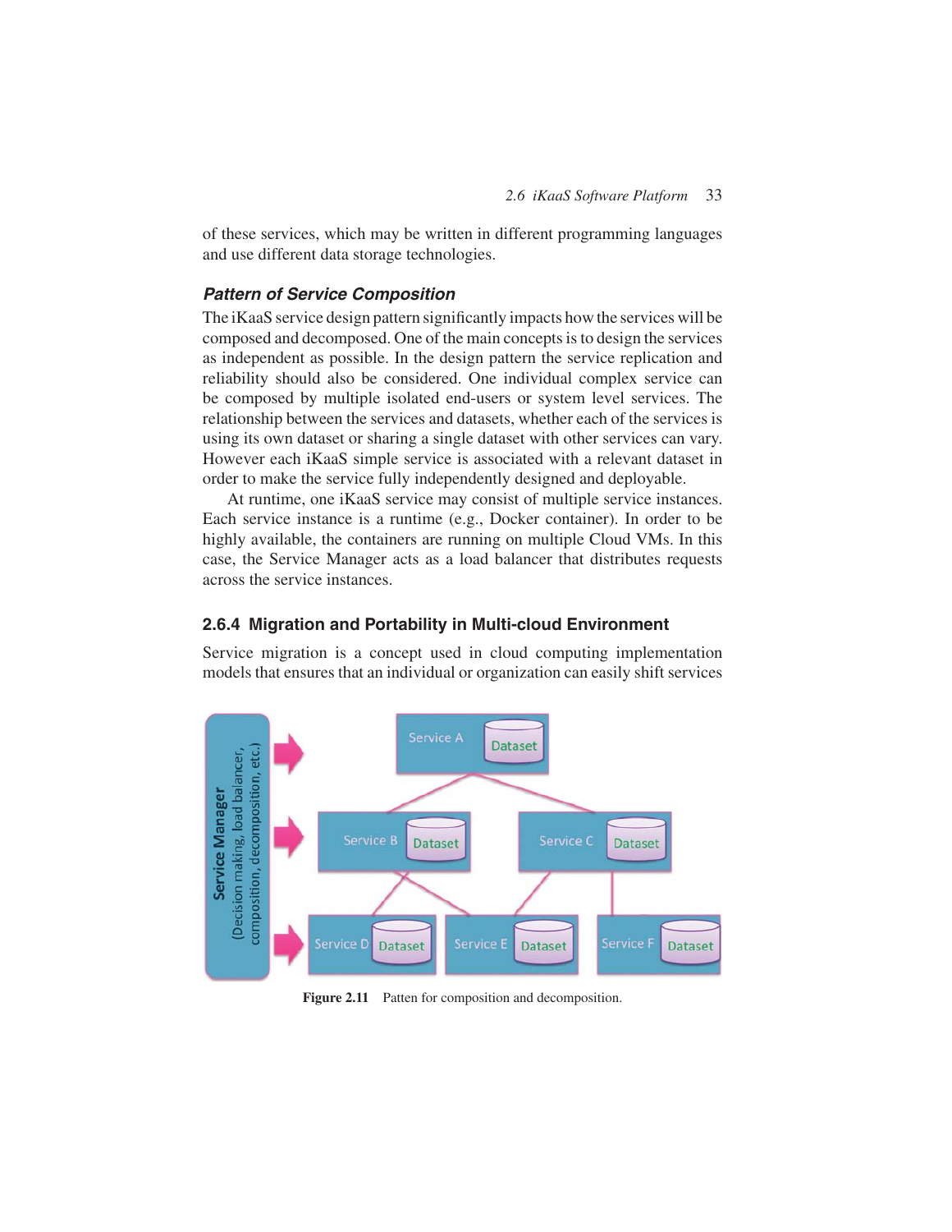of these services, which may be written in different programming languages and use different data storage technologies.

### *Pattern of Service Composition*

The iKaaS service design pattern significantly impacts how the services will be composed and decomposed. One of the main concepts is to design the services as independent as possible. In the design pattern the service replication and reliability should also be considered. One individual complex service can be composed by multiple isolated end-users or system level services. The relationship between the services and datasets, whether each of the services is using its own dataset or sharing a single dataset with other services can vary. However each iKaaS simple service is associated with a relevant dataset in order to make the service fully independently designed and deployable.

At runtime, one iKaaS service may consist of multiple service instances. Each service instance is a runtime (e.g., Docker container). In order to be highly available, the containers are running on multiple Cloud VMs. In this case, the Service Manager acts as a load balancer that distributes requests across the service instances.

## 2.6.4 Migration and Portability in Multi-cloud Environment

Service migration is a concept used in cloud computing implementation models that ensures that an individual or organization can easily shift services

**Figure 2.11** Patten for composition and decomposition.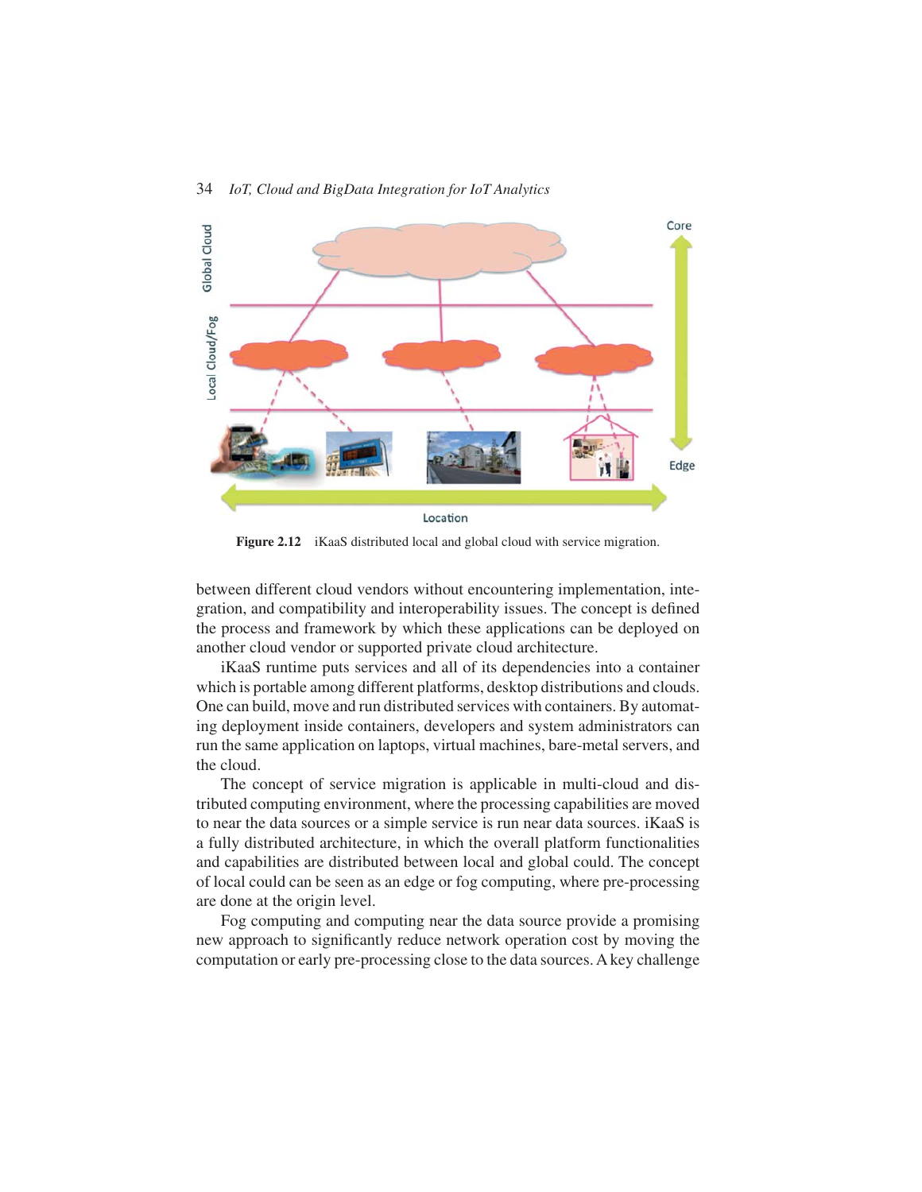Figure 2.12 iKaaS distributed local and global cloud with service migration.

between different cloud vendors without encountering implementation, integration, and compatibility and interoperability issues. The concept is defined the process and framework by which these applications can be deployed on another cloud vendor or supported private cloud architecture.

iKaaS runtime puts services and all of its dependencies into a container which is portable among different platforms, desktop distributions and clouds. One can build, move and run distributed services with containers. By automating deployment inside containers, developers and system administrators can run the same application on laptops, virtual machines, bare-metal servers, and the cloud.

The concept of service migration is applicable in multi-cloud and distributed computing environment, where the processing capabilities are moved to near the data sources or a simple service is run near data sources. iKaaS is a fully distributed architecture, in which the overall platform functionalities and capabilities are distributed between local and global could. The concept of local could can be seen as an edge or fog computing, where pre-processing are done at the origin level.

Fog computing and computing near the data source provide a promising new approach to significantly reduce network operation cost by moving the computation or early pre-processing close to the data sources. A key challenge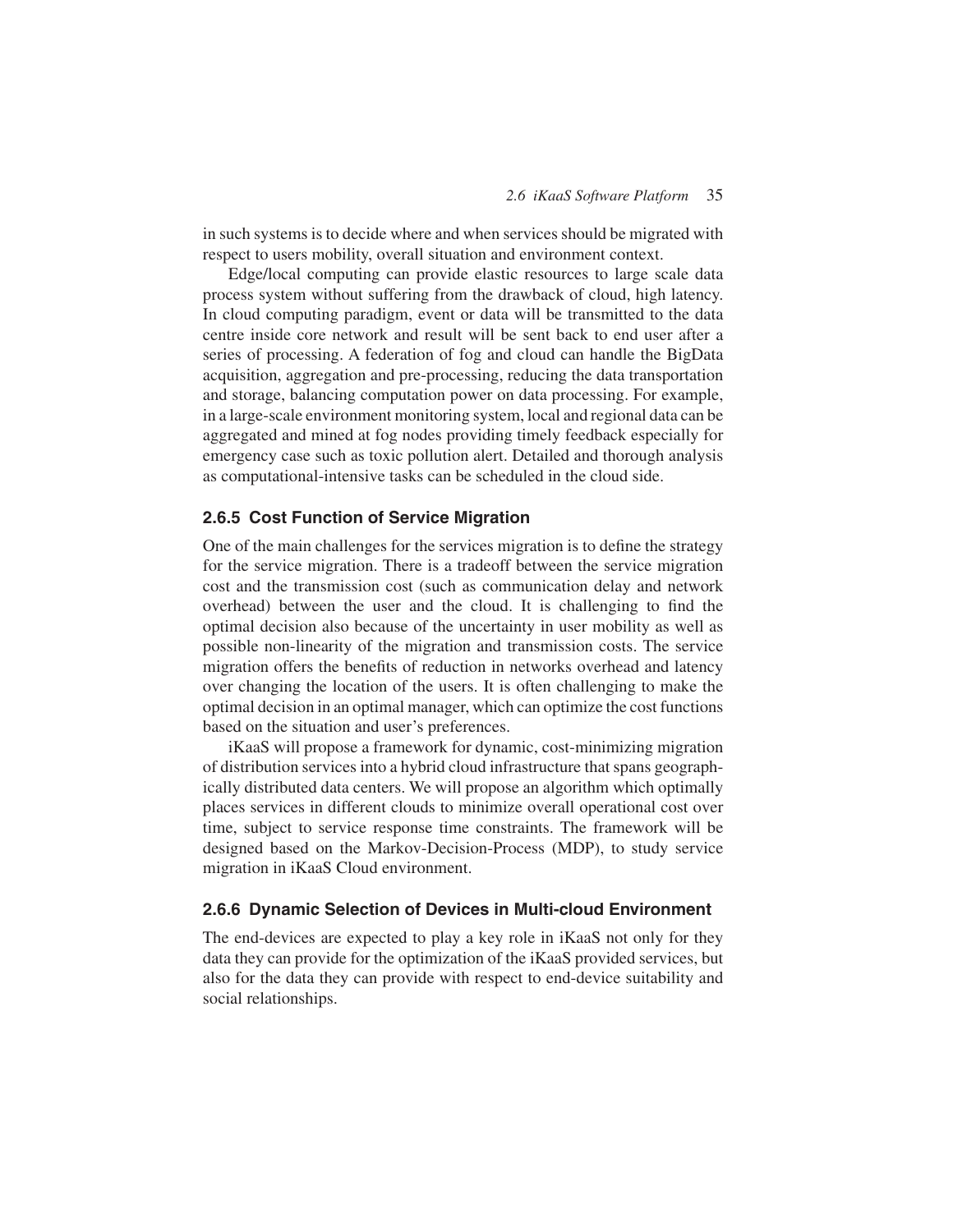in such systems is to decide where and when services should be migrated with respect to users mobility, overall situation and environment context.

Edge/local computing can provide elastic resources to large scale data process system without suffering from the drawback of cloud, high latency. In cloud computing paradigm, event or data will be transmitted to the data centre inside core network and result will be sent back to end user after a series of processing. A federation of fog and cloud can handle the BigData acquisition, aggregation and pre-processing, reducing the data transportation and storage, balancing computation power on data processing. For example, in a large-scale environment monitoring system, local and regional data can be aggregated and mined at fog nodes providing timely feedback especially for emergency case such as toxic pollution alert. Detailed and thorough analysis as computational-intensive tasks can be scheduled in the cloud side.

### 2.6.5 Cost Function of Service Migration

One of the main challenges for the services migration is to define the strategy for the service migration. There is a tradeoff between the service migration cost and the transmission cost (such as communication delay and network overhead) between the user and the cloud. It is challenging to find the optimal decision also because of the uncertainty in user mobility as well as possible non-linearity of the migration and transmission costs. The service migration offers the benefits of reduction in networks overhead and latency over changing the location of the users. It is often challenging to make the optimal decision in an optimal manager, which can optimize the cost functions based on the situation and user's preferences.

iKaaS will propose a framework for dynamic, cost-minimizing migration of distribution services into a hybrid cloud infrastructure that spans geographically distributed data centers. We will propose an algorithm which optimally places services in different clouds to minimize overall operational cost over time, subject to service response time constraints. The framework will be designed based on the Markov-Decision-Process (MDP), to study service migration in iKaaS Cloud environment.

### 2.6.6 Dynamic Selection of Devices in Multi-cloud Environment

The end-devices are expected to play a key role in iKaaS not only for they data they can provide for the optimization of the iKaaS provided services, but also for the data they can provide with respect to end-device suitability and social relationships.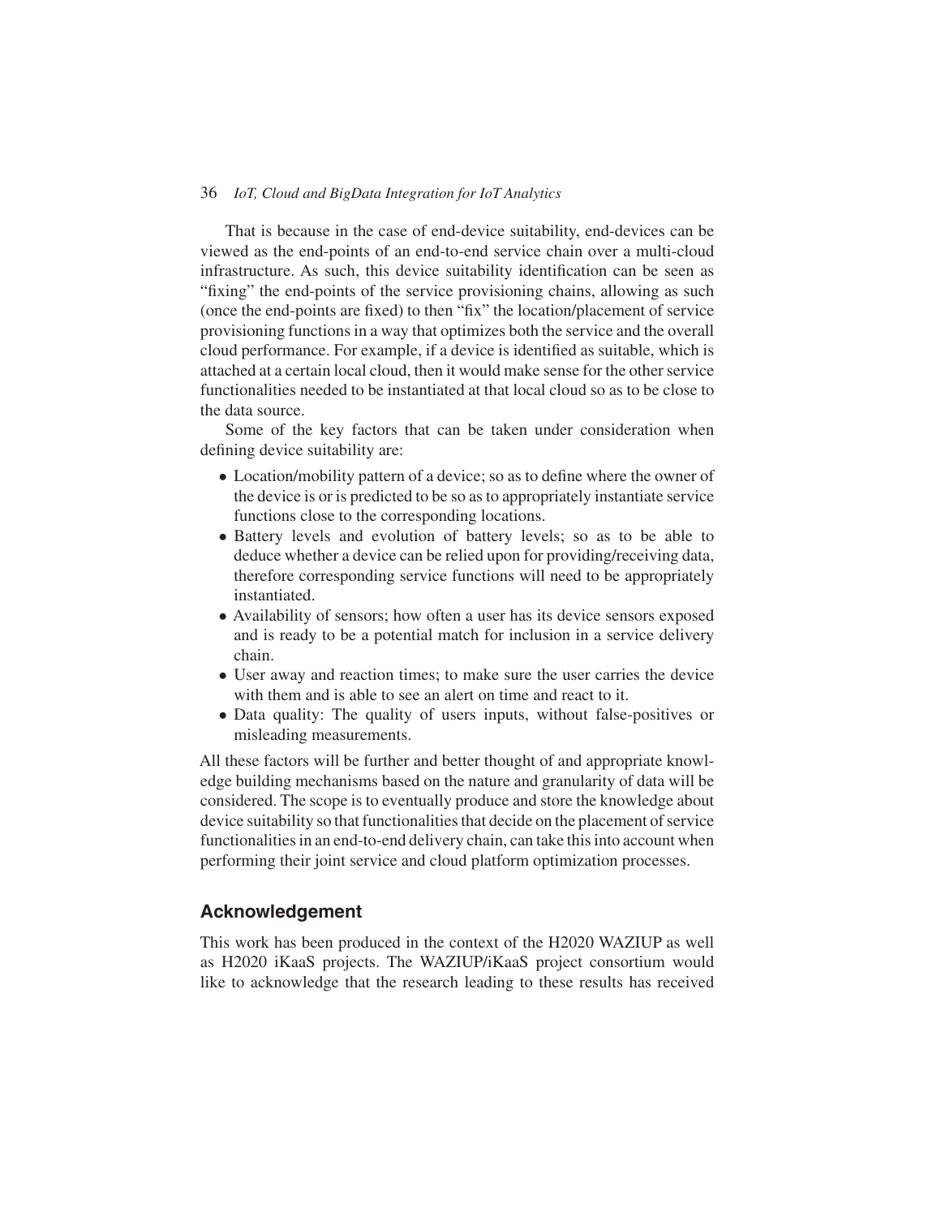That is because in the case of end-device suitability, end-devices can be viewed as the end-points of an end-to-end service chain over a multi-cloud infrastructure. As such, this device suitability identification can be seen as "fixing" the end-points of the service provisioning chains, allowing as such (once the end-points are fixed) to then "fix" the location/placement of service provisioning functions in a way that optimizes both the service and the overall cloud performance. For example, if a device is identified as suitable, which is attached at a certain local cloud, then it would make sense for the other service functionalities needed to be instantiated at that local cloud so as to be close to the data source.

Some of the key factors that can be taken under consideration when defining device suitability are:

- Location/mobility pattern of a device; so as to define where the owner of the device is or is predicted to be so as to appropriately instantiate service functions close to the corresponding locations.
- Battery levels and evolution of battery levels; so as to be able to deduce whether a device can be relied upon for providing/receiving data, therefore corresponding service functions will need to be appropriately instantiated.
- Availability of sensors; how often a user has its device sensors exposed and is ready to be a potential match for inclusion in a service delivery chain.
- User away and reaction times; to make sure the user carries the device with them and is able to see an alert on time and react to it.
- Data quality: The quality of users inputs, without false-positives or misleading measurements.

All these factors will be further and better thought of and appropriate knowledge building mechanisms based on the nature and granularity of data will be considered. The scope is to eventually produce and store the knowledge about device suitability so that functionalities that decide on the placement of service functionalities in an end-to-end delivery chain, can take this into account when performing their joint service and cloud platform optimization processes.

## Acknowledgement

This work has been produced in the context of the H2020 WAZIUP as well as H2020 iKaaS projects. The WAZIUP/iKaaS project consortium would like to acknowledge that the research leading to these results has received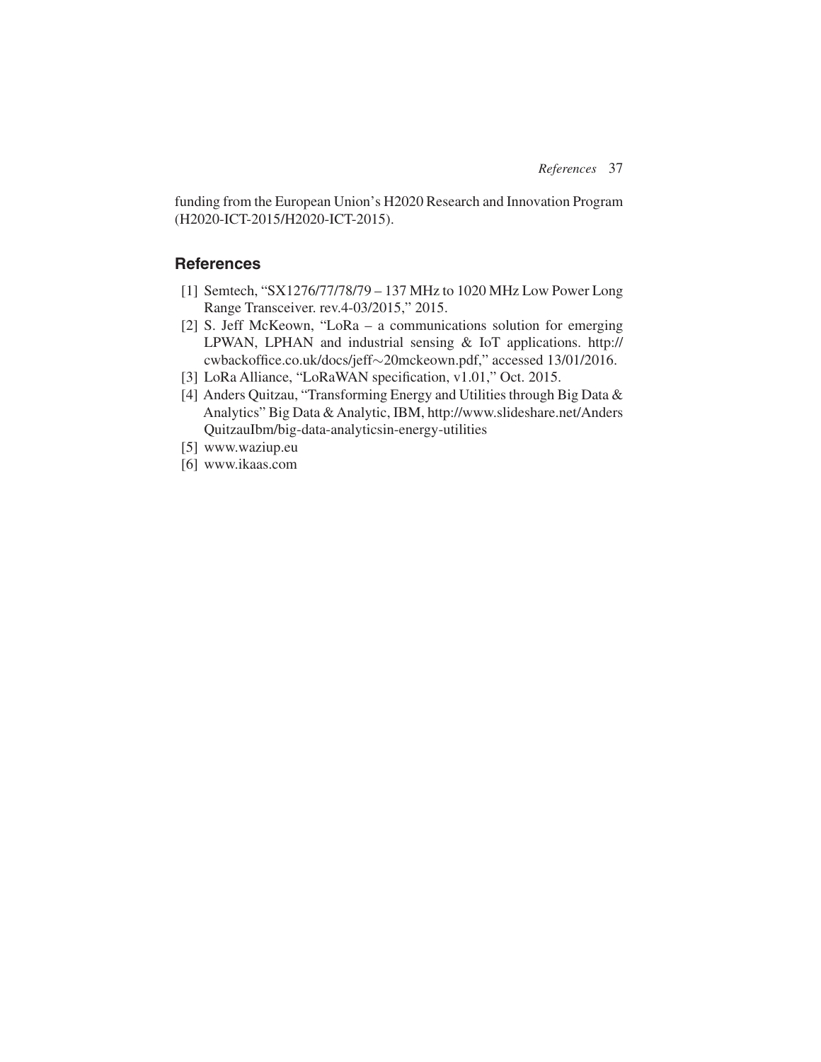funding from the European Union's H2020 Research and Innovation Program (H2020-ICT-2015/H2020-ICT-2015).

## References

[1] Semtech, "SX1276/77/78/79 – 137 MHz to 1020 MHz Low Power Long Range Transceiver. rev.4-03/2015," 2015.

[2] S. Jeff McKeown, "LoRa – a communications solution for emerging LPWAN, LPHAN and industrial sensing & IoT applications. http://cwbackoffice.co.uk/docs/jeff∼20mckeown.pdf," accessed 13/01/2016.

[3] LoRa Alliance, "LoRaWAN specification, v1.01," Oct. 2015.

[4] Anders Quitzau, "Transforming Energy and Utilities through Big Data & Analytics" Big Data & Analytic, IBM, http://www.slideshare.net/AndersQuitzauIbm/big-data-analyticsin-energy-utilities

[5] www.waziup.eu

[6] www.ikaas.com